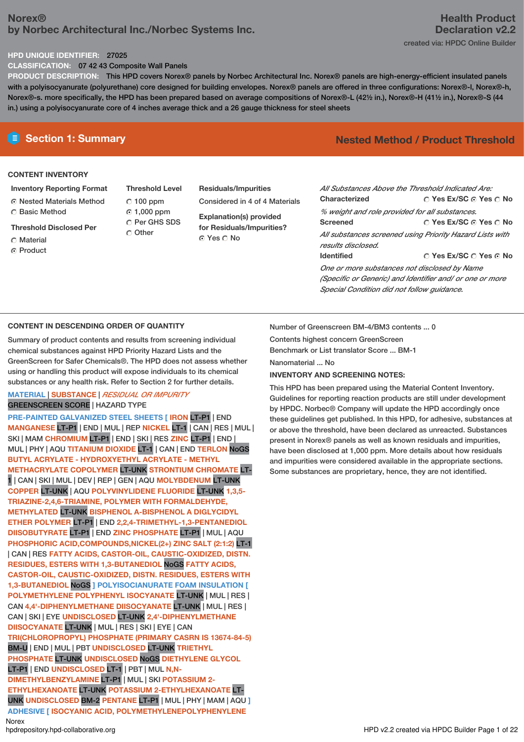# Norex®
## by Norbec Architectural Inc./Norbec Systems Inc.

**Health Product Declaration v2.2**

created via: HPDC Online Builder

**HPD UNIQUE IDENTIFIER:** 27025

**CLASSIFICATION:** 07 42 43 Composite Wall Panels

**PRODUCT DESCRIPTION:** This HPD covers Norex® panels by Norbec Architectural Inc. Norex® panels are high-energy-efficient insulated panels with a polyisocyanurate (polyurethane) core designed for building envelopes. Norex® panels are offered in three configurations: Norex®-l, Norex®-h, Norex®-s. more specifically, the HPD has been prepared based on average compositions of Norex®-L (42½ in.), Norex®-H (41½ in.), Norex®-S (44 in.) using a polyisocyanurate core of 4 inches average thick and a 26 gauge thickness for steel sheets

## Section 1: Summary

**Nested Method / Product Threshold**

### CONTENT INVENTORY

**Inventory Reporting Format**
- (●) Nested Materials Method
- ( ) Basic Method

**Threshold Disclosed Per**
- ( ) Material
- (●) Product

**Threshold Level**
- ( ) 100 ppm
- (●) 1,000 ppm
- ( ) Per GHS SDS
- ( ) Other

**Residuals/Impurities**
Considered in 4 of 4 Materials

**Explanation(s) provided for Residuals/Impurities?**
(●) Yes ( ) No

*All Substances Above the Threshold Indicated Are:*

**Characterized** ( ) Yes Ex/SC (●) Yes ( ) No
*% weight and role provided for all substances.*

**Screened** ( ) Yes Ex/SC (●) Yes ( ) No
*All substances screened using Priority Hazard Lists with results disclosed.*

**Identified** ( ) Yes Ex/SC ( ) Yes (●) No
*One or more substances not disclosed by Name (Specific or Generic) and Identifier and/ or one or more Special Condition did not follow guidance.*

### CONTENT IN DESCENDING ORDER OF QUANTITY

Summary of product contents and results from screening individual chemical substances against HPD Priority Hazard Lists and the GreenScreen for Safer Chemicals®. The HPD does not assess whether using or handling this product will expose individuals to its chemical substances or any health risk. Refer to Section 2 for further details.

MATERIAL | SUBSTANCE | *RESIDUAL OR IMPURITY*
GREENSCREEN SCORE | HAZARD TYPE

PRE-PAINTED GALVANIZED STEEL SHEETS [ IRON LT-P1 | END MANGANESE LT-P1 | END | MUL | REP NICKEL LT-1 | CAN | RES | MUL | SKI | MAM CHROMIUM LT-P1 | END | SKI | RES ZINC LT-P1 | END | MUL | PHY | AQU TITANIUM DIOXIDE LT-1 | CAN | END TERLON NoGS BUTYL ACRYLATE - HYDROXYETHYL ACRYLATE - METHYL METHACRYLATE COPOLYMER LT-UNK STRONTIUM CHROMATE LT-1 | CAN | SKI | MUL | DEV | REP | GEN | AQU MOLYBDENUM LT-UNK COPPER LT-UNK | AQU POLYVINYLIDENE FLUORIDE LT-UNK 1,3,5-TRIAZINE-2,4,6-TRIAMINE, POLYMER WITH FORMALDEHYDE, METHYLATED LT-UNK BISPHENOL A-BISPHENOL A DIGLYCIDYL ETHER POLYMER LT-P1 | END 2,2,4-TRIMETHYL-1,3-PENTANEDIOL DIISOBUTYRATE LT-P1 | END ZINC PHOSPHATE LT-P1 | MUL | AQU PHOSPHORIC ACID,COMPOUNDS,NICKEL(2+) ZINC SALT (2:1:2) LT-1 | CAN | RES FATTY ACIDS, CASTOR-OIL, CAUSTIC-OXIDIZED, DISTN. RESIDUES, ESTERS WITH 1,3-BUTANEDIOL NoGS FATTY ACIDS, CASTOR-OIL, CAUSTIC-OXIDIZED, DISTN. RESIDUES, ESTERS WITH 1,3-BUTANEDIOL NoGS ] POLYISOCIANURATE FOAM INSULATION [ POLYMETHYLENE POLYPHENYL ISOCYANATE LT-UNK | MUL | RES | CAN 4,4'-DIPHENYLMETHANE DIISOCYANATE LT-UNK | MUL | RES | CAN | SKI | EYE UNDISCLOSED LT-UNK 2,4'-DIPHENYLMETHANE DIISOCYANATE LT-UNK | MUL | RES | SKI | EYE | CAN TRI(CHLOROPROPYL) PHOSPHATE (PRIMARY CASRN IS 13674-84-5) BM-U | END | MUL | PBT UNDISCLOSED LT-UNK TRIETHYL PHOSPHATE LT-UNK UNDISCLOSED NoGS DIETHYLENE GLYCOL LT-P1 | END UNDISCLOSED LT-1 | PBT | MUL | SKI N,N-DIMETHYLBENZYLAMINE LT-P1 | MUL | SKI POTASSIUM 2-ETHYLHEXANOATE LT-UNK POTASSIUM 2-ETHYLHEXANOATE LT-UNK UNDISCLOSED BM-2 PENTANE LT-P1 | MUL | PHY | MAM | AQU ] ADHESIVE [ ISOCYANIC ACID, POLYMETHYLENEPOLYPHENYLENE

Number of Greenscreen BM-4/BM3 contents ... 0

Contents highest concern GreenScreen Benchmark or List translator Score ... BM-1

Nanomaterial ... No

**INVENTORY AND SCREENING NOTES:**

This HPD has been prepared using the Material Content Inventory. Guidelines for reporting reaction products are still under development by HPDC. Norbec® Company will update the HPD accordingly once these guidelines get published. In this HPD, for adhesive, substances at or above the threshold, have been declared as unreacted. Substances present in Norex® panels as well as known residuals and impurities, have been disclosed at 1,000 ppm. More details about how residuals and impurities were considered available in the appropriate sections. Some substances are proprietary, hence, they are not identified.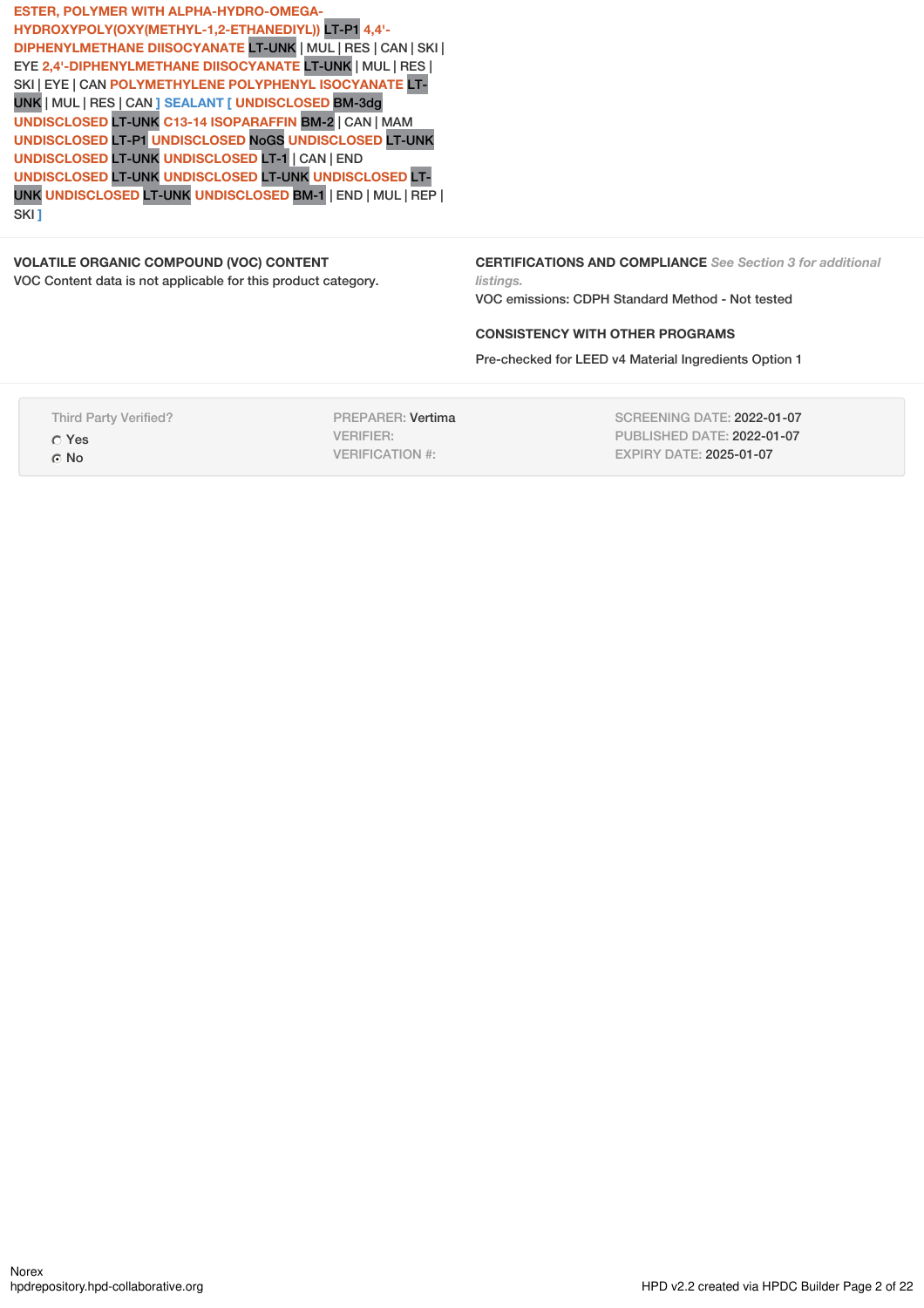ESTER, POLYMER WITH ALPHA-HYDRO-OMEGA-HYDROXYPOLY(OXY(METHYL-1,2-ETHANEDIYL)) LT-P1 4,4'-DIPHENYLMETHANE DIISOCYANATE LT-UNK | MUL | RES | CAN | SKI | EYE 2,4'-DIPHENYLMETHANE DIISOCYANATE LT-UNK | MUL | RES | SKI | EYE | CAN POLYMETHYLENE POLYPHENYL ISOCYANATE LT-UNK | MUL | RES | CAN ] SEALANT [ UNDISCLOSED BM-3dg UNDISCLOSED LT-UNK C13-14 ISOPARAFFIN BM-2 | CAN | MAM UNDISCLOSED LT-P1 UNDISCLOSED NoGS UNDISCLOSED LT-UNK UNDISCLOSED LT-UNK UNDISCLOSED LT-1 | CAN | END UNDISCLOSED LT-UNK UNDISCLOSED LT-UNK UNDISCLOSED LT-UNK UNDISCLOSED LT-UNK UNDISCLOSED BM-1 | END | MUL | REP | SKI ]

**VOLATILE ORGANIC COMPOUND (VOC) CONTENT**

VOC Content data is not applicable for this product category.

**CERTIFICATIONS AND COMPLIANCE** *See Section 3 for additional listings.*

VOC emissions: CDPH Standard Method - Not tested

**CONSISTENCY WITH OTHER PROGRAMS**

Pre-checked for LEED v4 Material Ingredients Option 1

| Third Party Verified? | PREPARER: Vertima | SCREENING DATE: 2022-01-07 |
|---|---|---|
| ○ Yes | VERIFIER: | PUBLISHED DATE: 2022-01-07 |
| ◉ No | VERIFICATION #: | EXPIRY DATE: 2025-01-07 |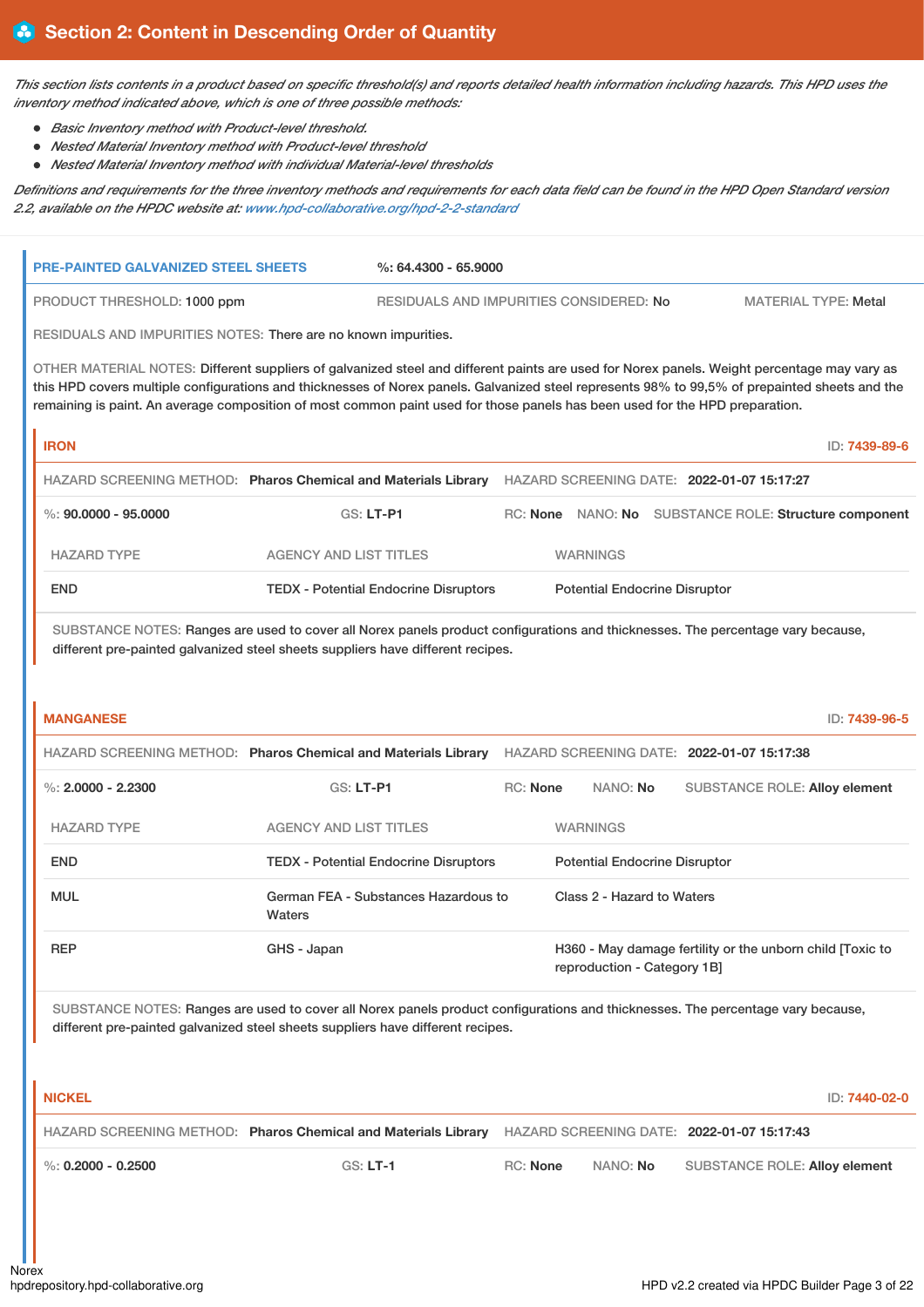## Section 2: Content in Descending Order of Quantity

*This section lists contents in a product based on specific threshold(s) and reports detailed health information including hazards. This HPD uses the inventory method indicated above, which is one of three possible methods:*

- *Basic Inventory method with Product-level threshold.*
- *Nested Material Inventory method with Product-level threshold*
- *Nested Material Inventory method with individual Material-level thresholds*

*Definitions and requirements for the three inventory methods and requirements for each data field can be found in the HPD Open Standard version 2.2, available on the HPDC website at: www.hpd-collaborative.org/hpd-2-2-standard*

### PRE-PAINTED GALVANIZED STEEL SHEETS

**%: 64.4300 - 65.9000**

PRODUCT THRESHOLD: **1000 ppm** | RESIDUALS AND IMPURITIES CONSIDERED: **No** | MATERIAL TYPE: **Metal**

RESIDUALS AND IMPURITIES NOTES: There are no known impurities.

OTHER MATERIAL NOTES: Different suppliers of galvanized steel and different paints are used for Norex panels. Weight percentage may vary as this HPD covers multiple configurations and thicknesses of Norex panels. Galvanized steel represents 98% to 99,5% of prepainted sheets and the remaining is paint. An average composition of most common paint used for those panels has been used for the HPD preparation.

#### IRON

ID: 7439-89-6

HAZARD SCREENING METHOD: **Pharos Chemical and Materials Library** | HAZARD SCREENING DATE: **2022-01-07 15:17:27**

%: **90.0000 - 95.0000** | GS: **LT-P1** | RC: **None** | NANO: **No** | SUBSTANCE ROLE: **Structure component**

| HAZARD TYPE | AGENCY AND LIST TITLES | WARNINGS |
|---|---|---|
| END | TEDX - Potential Endocrine Disruptors | Potential Endocrine Disruptor |

SUBSTANCE NOTES: Ranges are used to cover all Norex panels product configurations and thicknesses. The percentage vary because, different pre-painted galvanized steel sheets suppliers have different recipes.

#### MANGANESE

ID: 7439-96-5

HAZARD SCREENING METHOD: **Pharos Chemical and Materials Library** | HAZARD SCREENING DATE: **2022-01-07 15:17:38**

%: **2.0000 - 2.2300** | GS: **LT-P1** | RC: **None** | NANO: **No** | SUBSTANCE ROLE: **Alloy element**

| HAZARD TYPE | AGENCY AND LIST TITLES | WARNINGS |
|---|---|---|
| END | TEDX - Potential Endocrine Disruptors | Potential Endocrine Disruptor |
| MUL | German FEA - Substances Hazardous to Waters | Class 2 - Hazard to Waters |
| REP | GHS - Japan | H360 - May damage fertility or the unborn child [Toxic to reproduction - Category 1B] |

SUBSTANCE NOTES: Ranges are used to cover all Norex panels product configurations and thicknesses. The percentage vary because, different pre-painted galvanized steel sheets suppliers have different recipes.

#### NICKEL

ID: 7440-02-0

HAZARD SCREENING METHOD: **Pharos Chemical and Materials Library** | HAZARD SCREENING DATE: **2022-01-07 15:17:43**

%: **0.2000 - 0.2500** | GS: **LT-1** | RC: **None** | NANO: **No** | SUBSTANCE ROLE: **Alloy element**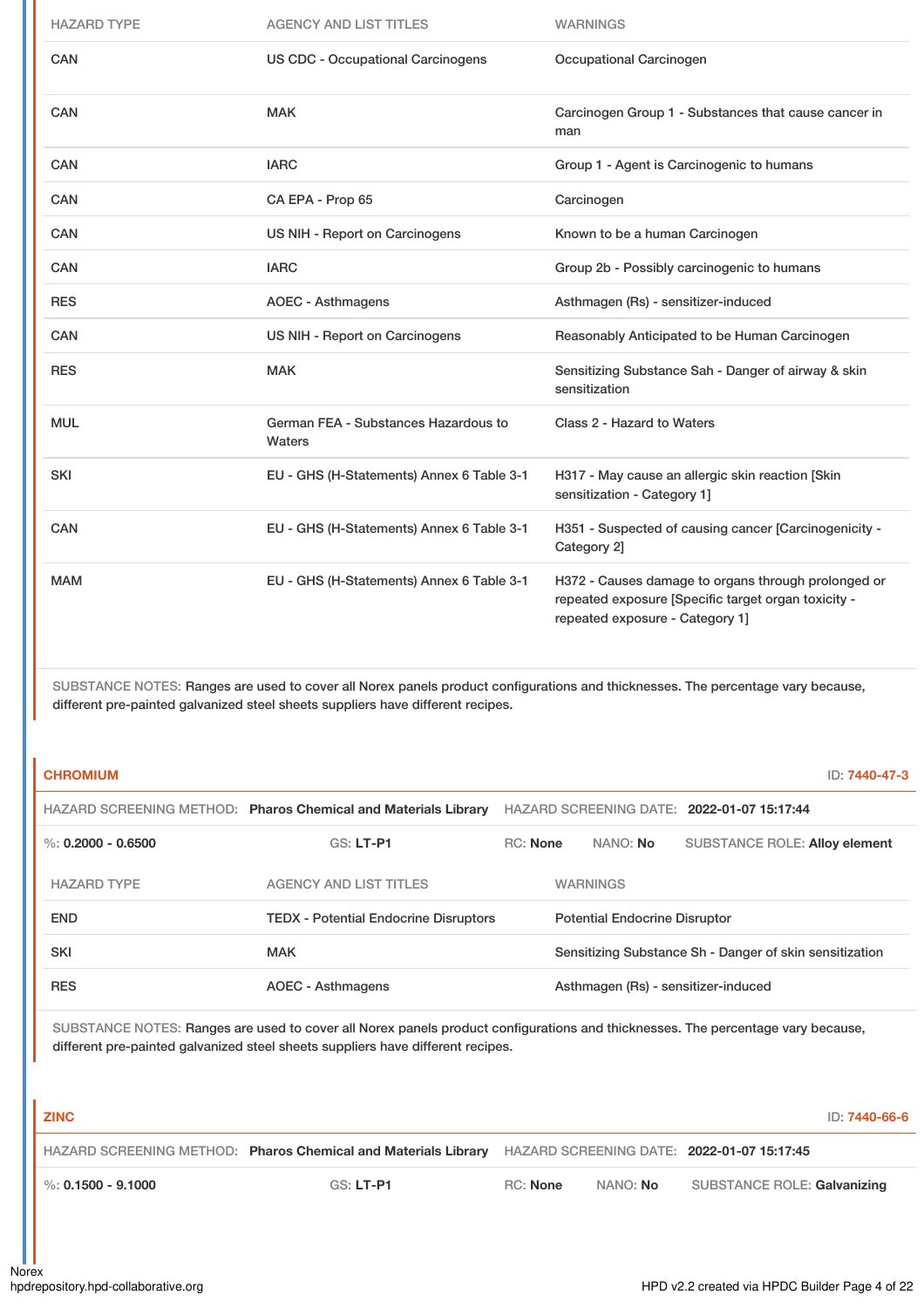| HAZARD TYPE | AGENCY AND LIST TITLES | WARNINGS |
|---|---|---|
| CAN | US CDC - Occupational Carcinogens | Occupational Carcinogen |
| CAN | MAK | Carcinogen Group 1 - Substances that cause cancer in man |
| CAN | IARC | Group 1 - Agent is Carcinogenic to humans |
| CAN | CA EPA - Prop 65 | Carcinogen |
| CAN | US NIH - Report on Carcinogens | Known to be a human Carcinogen |
| CAN | IARC | Group 2b - Possibly carcinogenic to humans |
| RES | AOEC - Asthmagens | Asthmagen (Rs) - sensitizer-induced |
| CAN | US NIH - Report on Carcinogens | Reasonably Anticipated to be Human Carcinogen |
| RES | MAK | Sensitizing Substance Sah - Danger of airway & skin sensitization |
| MUL | German FEA - Substances Hazardous to Waters | Class 2 - Hazard to Waters |
| SKI | EU - GHS (H-Statements) Annex 6 Table 3-1 | H317 - May cause an allergic skin reaction [Skin sensitization - Category 1] |
| CAN | EU - GHS (H-Statements) Annex 6 Table 3-1 | H351 - Suspected of causing cancer [Carcinogenicity - Category 2] |
| MAM | EU - GHS (H-Statements) Annex 6 Table 3-1 | H372 - Causes damage to organs through prolonged or repeated exposure [Specific target organ toxicity - repeated exposure - Category 1] |

SUBSTANCE NOTES: Ranges are used to cover all Norex panels product configurations and thicknesses. The percentage vary because, different pre-painted galvanized steel sheets suppliers have different recipes.

### CHROMIUM

ID: 7440-47-3

HAZARD SCREENING METHOD: **Pharos Chemical and Materials Library** HAZARD SCREENING DATE: **2022-01-07 15:17:44**

%: **0.2000 - 0.6500** GS: **LT-P1** RC: **None** NANO: **No** SUBSTANCE ROLE: **Alloy element**

| HAZARD TYPE | AGENCY AND LIST TITLES | WARNINGS |
|---|---|---|
| END | TEDX - Potential Endocrine Disruptors | Potential Endocrine Disruptor |
| SKI | MAK | Sensitizing Substance Sh - Danger of skin sensitization |
| RES | AOEC - Asthmagens | Asthmagen (Rs) - sensitizer-induced |

SUBSTANCE NOTES: Ranges are used to cover all Norex panels product configurations and thicknesses. The percentage vary because, different pre-painted galvanized steel sheets suppliers have different recipes.

### ZINC

ID: 7440-66-6

HAZARD SCREENING METHOD: **Pharos Chemical and Materials Library** HAZARD SCREENING DATE: **2022-01-07 15:17:45**

%: **0.1500 - 9.1000** GS: **LT-P1** RC: **None** NANO: **No** SUBSTANCE ROLE: **Galvanizing**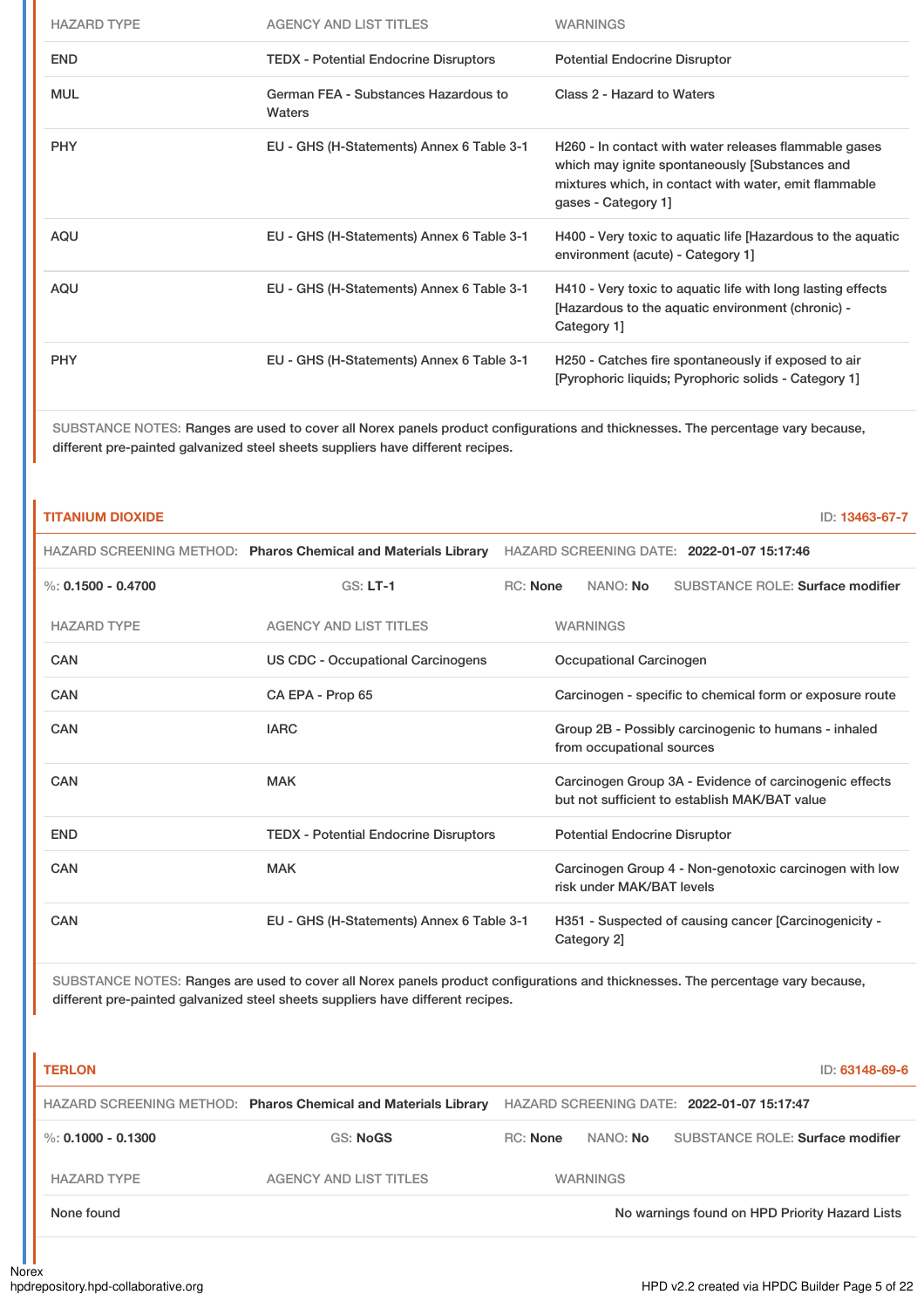| HAZARD TYPE | AGENCY AND LIST TITLES | WARNINGS |
|---|---|---|
| END | TEDX - Potential Endocrine Disruptors | Potential Endocrine Disruptor |
| MUL | German FEA - Substances Hazardous to Waters | Class 2 - Hazard to Waters |
| PHY | EU - GHS (H-Statements) Annex 6 Table 3-1 | H260 - In contact with water releases flammable gases which may ignite spontaneously [Substances and mixtures which, in contact with water, emit flammable gases - Category 1] |
| AQU | EU - GHS (H-Statements) Annex 6 Table 3-1 | H400 - Very toxic to aquatic life [Hazardous to the aquatic environment (acute) - Category 1] |
| AQU | EU - GHS (H-Statements) Annex 6 Table 3-1 | H410 - Very toxic to aquatic life with long lasting effects [Hazardous to the aquatic environment (chronic) - Category 1] |
| PHY | EU - GHS (H-Statements) Annex 6 Table 3-1 | H250 - Catches fire spontaneously if exposed to air [Pyrophoric liquids; Pyrophoric solids - Category 1] |

SUBSTANCE NOTES: Ranges are used to cover all Norex panels product configurations and thicknesses. The percentage vary because, different pre-painted galvanized steel sheets suppliers have different recipes.

## TITANIUM DIOXIDE

ID: 13463-67-7

HAZARD SCREENING METHOD: **Pharos Chemical and Materials Library** HAZARD SCREENING DATE: **2022-01-07 15:17:46**

%: **0.1500 - 0.4700** GS: **LT-1** RC: **None** NANO: **No** SUBSTANCE ROLE: **Surface modifier**

| HAZARD TYPE | AGENCY AND LIST TITLES | WARNINGS |
|---|---|---|
| CAN | US CDC - Occupational Carcinogens | Occupational Carcinogen |
| CAN | CA EPA - Prop 65 | Carcinogen - specific to chemical form or exposure route |
| CAN | IARC | Group 2B - Possibly carcinogenic to humans - inhaled from occupational sources |
| CAN | MAK | Carcinogen Group 3A - Evidence of carcinogenic effects but not sufficient to establish MAK/BAT value |
| END | TEDX - Potential Endocrine Disruptors | Potential Endocrine Disruptor |
| CAN | MAK | Carcinogen Group 4 - Non-genotoxic carcinogen with low risk under MAK/BAT levels |
| CAN | EU - GHS (H-Statements) Annex 6 Table 3-1 | H351 - Suspected of causing cancer [Carcinogenicity - Category 2] |

SUBSTANCE NOTES: Ranges are used to cover all Norex panels product configurations and thicknesses. The percentage vary because, different pre-painted galvanized steel sheets suppliers have different recipes.

## TERLON

ID: 63148-69-6

HAZARD SCREENING METHOD: **Pharos Chemical and Materials Library** HAZARD SCREENING DATE: **2022-01-07 15:17:47**

%: **0.1000 - 0.1300** GS: **NoGS** RC: **None** NANO: **No** SUBSTANCE ROLE: **Surface modifier**

| HAZARD TYPE | AGENCY AND LIST TITLES | WARNINGS |
|---|---|---|
| None found | | No warnings found on HPD Priority Hazard Lists |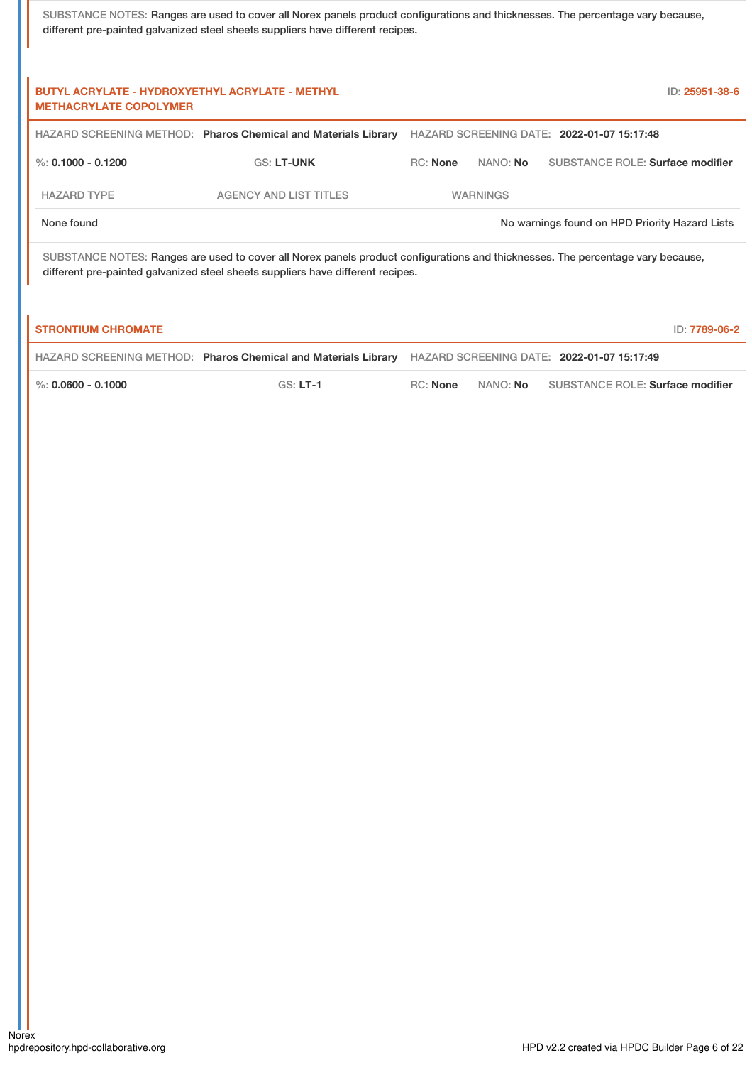SUBSTANCE NOTES: Ranges are used to cover all Norex panels product configurations and thicknesses. The percentage vary because, different pre-painted galvanized steel sheets suppliers have different recipes.

### BUTYL ACRYLATE - HYDROXYETHYL ACRYLATE - METHYL METHACRYLATE COPOLYMER

ID: 25951-38-6

HAZARD SCREENING METHOD: **Pharos Chemical and Materials Library** HAZARD SCREENING DATE: **2022-01-07 15:17:48**

%: **0.1000 - 0.1200** GS: **LT-UNK** RC: **None** NANO: **No** SUBSTANCE ROLE: **Surface modifier**

| HAZARD TYPE | AGENCY AND LIST TITLES | WARNINGS |
|---|---|---|
| None found | | No warnings found on HPD Priority Hazard Lists |

SUBSTANCE NOTES: Ranges are used to cover all Norex panels product configurations and thicknesses. The percentage vary because, different pre-painted galvanized steel sheets suppliers have different recipes.

### STRONTIUM CHROMATE

ID: 7789-06-2

HAZARD SCREENING METHOD: **Pharos Chemical and Materials Library** HAZARD SCREENING DATE: **2022-01-07 15:17:49**

%: **0.0600 - 0.1000** GS: **LT-1** RC: **None** NANO: **No** SUBSTANCE ROLE: **Surface modifier**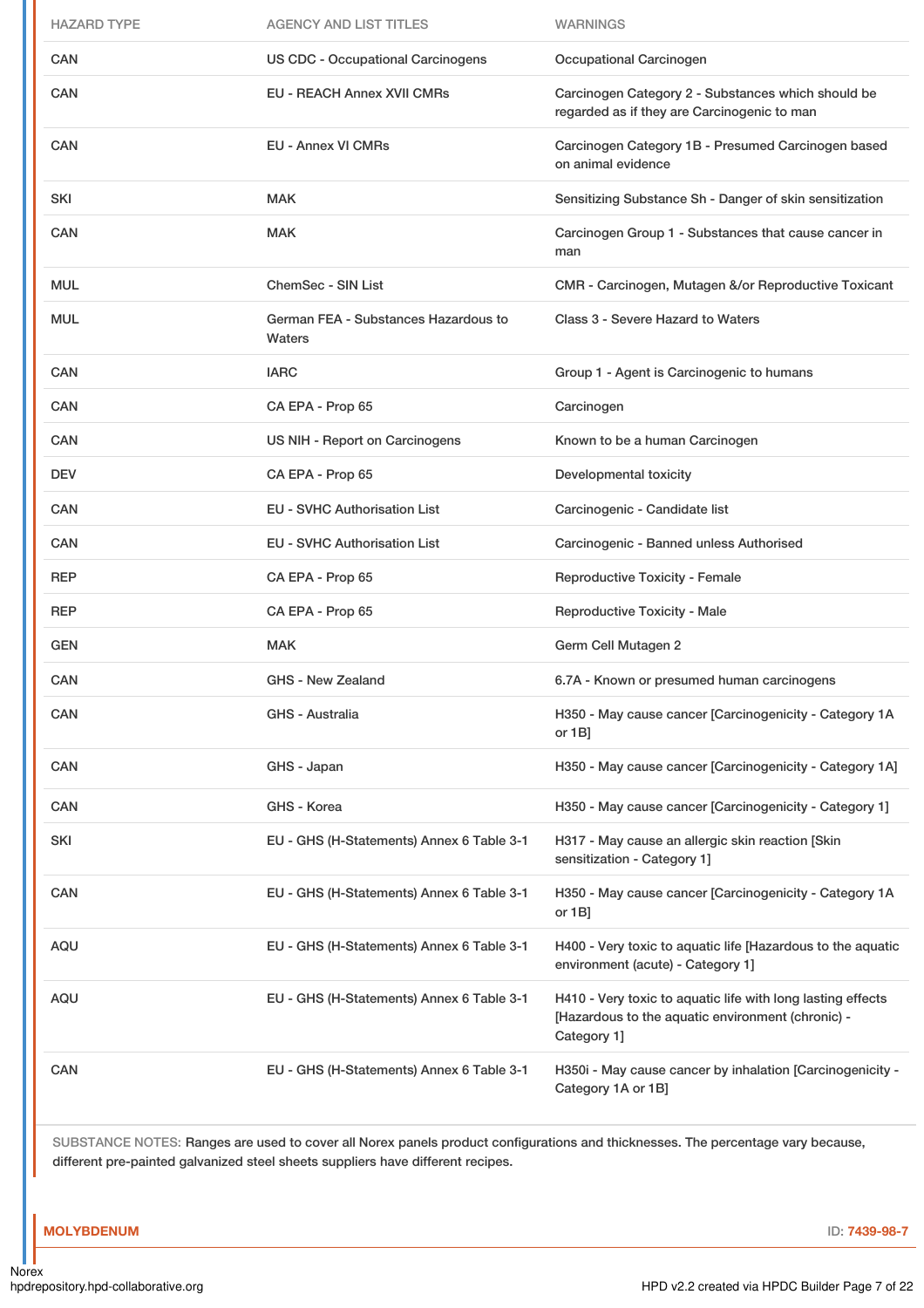| HAZARD TYPE | AGENCY AND LIST TITLES | WARNINGS |
| --- | --- | --- |
| CAN | US CDC - Occupational Carcinogens | Occupational Carcinogen |
| CAN | EU - REACH Annex XVII CMRs | Carcinogen Category 2 - Substances which should be regarded as if they are Carcinogenic to man |
| CAN | EU - Annex VI CMRs | Carcinogen Category 1B - Presumed Carcinogen based on animal evidence |
| SKI | MAK | Sensitizing Substance Sh - Danger of skin sensitization |
| CAN | MAK | Carcinogen Group 1 - Substances that cause cancer in man |
| MUL | ChemSec - SIN List | CMR - Carcinogen, Mutagen &/or Reproductive Toxicant |
| MUL | German FEA - Substances Hazardous to Waters | Class 3 - Severe Hazard to Waters |
| CAN | IARC | Group 1 - Agent is Carcinogenic to humans |
| CAN | CA EPA - Prop 65 | Carcinogen |
| CAN | US NIH - Report on Carcinogens | Known to be a human Carcinogen |
| DEV | CA EPA - Prop 65 | Developmental toxicity |
| CAN | EU - SVHC Authorisation List | Carcinogenic - Candidate list |
| CAN | EU - SVHC Authorisation List | Carcinogenic - Banned unless Authorised |
| REP | CA EPA - Prop 65 | Reproductive Toxicity - Female |
| REP | CA EPA - Prop 65 | Reproductive Toxicity - Male |
| GEN | MAK | Germ Cell Mutagen 2 |
| CAN | GHS - New Zealand | 6.7A - Known or presumed human carcinogens |
| CAN | GHS - Australia | H350 - May cause cancer [Carcinogenicity - Category 1A or 1B] |
| CAN | GHS - Japan | H350 - May cause cancer [Carcinogenicity - Category 1A] |
| CAN | GHS - Korea | H350 - May cause cancer [Carcinogenicity - Category 1] |
| SKI | EU - GHS (H-Statements) Annex 6 Table 3-1 | H317 - May cause an allergic skin reaction [Skin sensitization - Category 1] |
| CAN | EU - GHS (H-Statements) Annex 6 Table 3-1 | H350 - May cause cancer [Carcinogenicity - Category 1A or 1B] |
| AQU | EU - GHS (H-Statements) Annex 6 Table 3-1 | H400 - Very toxic to aquatic life [Hazardous to the aquatic environment (acute) - Category 1] |
| AQU | EU - GHS (H-Statements) Annex 6 Table 3-1 | H410 - Very toxic to aquatic life with long lasting effects [Hazardous to the aquatic environment (chronic) - Category 1] |
| CAN | EU - GHS (H-Statements) Annex 6 Table 3-1 | H350i - May cause cancer by inhalation [Carcinogenicity - Category 1A or 1B] |

SUBSTANCE NOTES: Ranges are used to cover all Norex panels product configurations and thicknesses. The percentage vary because, different pre-painted galvanized steel sheets suppliers have different recipes.

**MOLYBDENUM** ID: 7439-98-7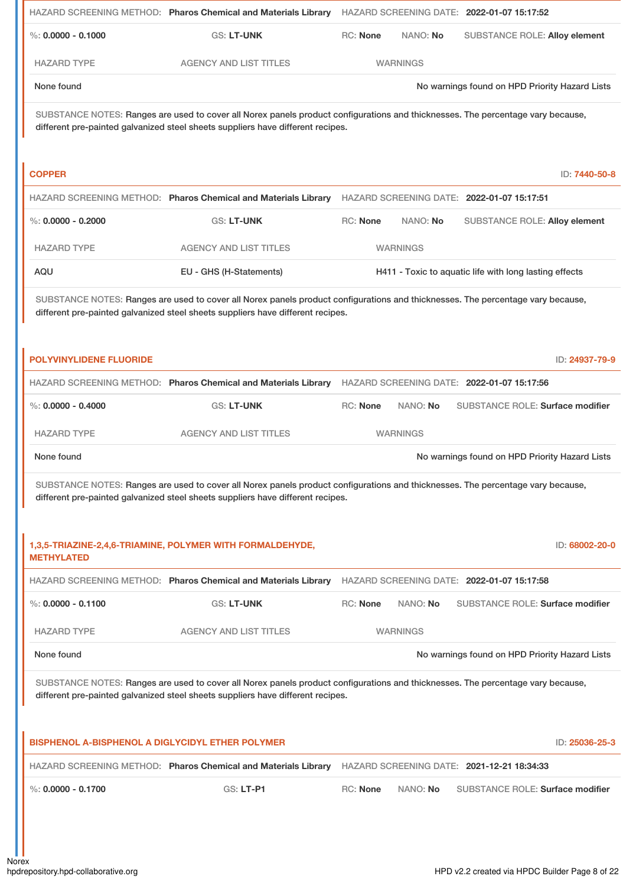HAZARD SCREENING METHOD: **Pharos Chemical and Materials Library** HAZARD SCREENING DATE: **2022-01-07 15:17:52**

%: **0.0000 - 0.1000** GS: **LT-UNK** RC: **None** NANO: **No** SUBSTANCE ROLE: **Alloy element**

| HAZARD TYPE | AGENCY AND LIST TITLES | WARNINGS |
| --- | --- | --- |
| None found | | No warnings found on HPD Priority Hazard Lists |

SUBSTANCE NOTES: Ranges are used to cover all Norex panels product configurations and thicknesses. The percentage vary because, different pre-painted galvanized steel sheets suppliers have different recipes.

## COPPER

ID: 7440-50-8

HAZARD SCREENING METHOD: **Pharos Chemical and Materials Library** HAZARD SCREENING DATE: **2022-01-07 15:17:51**

%: **0.0000 - 0.2000** GS: **LT-UNK** RC: **None** NANO: **No** SUBSTANCE ROLE: **Alloy element**

| HAZARD TYPE | AGENCY AND LIST TITLES | WARNINGS |
| --- | --- | --- |
| AQU | EU - GHS (H-Statements) | H411 - Toxic to aquatic life with long lasting effects |

SUBSTANCE NOTES: Ranges are used to cover all Norex panels product configurations and thicknesses. The percentage vary because, different pre-painted galvanized steel sheets suppliers have different recipes.

## POLYVINYLIDENE FLUORIDE

ID: 24937-79-9

HAZARD SCREENING METHOD: **Pharos Chemical and Materials Library** HAZARD SCREENING DATE: **2022-01-07 15:17:56**

%: **0.0000 - 0.4000** GS: **LT-UNK** RC: **None** NANO: **No** SUBSTANCE ROLE: **Surface modifier**

| HAZARD TYPE | AGENCY AND LIST TITLES | WARNINGS |
| --- | --- | --- |
| None found | | No warnings found on HPD Priority Hazard Lists |

SUBSTANCE NOTES: Ranges are used to cover all Norex panels product configurations and thicknesses. The percentage vary because, different pre-painted galvanized steel sheets suppliers have different recipes.

## 1,3,5-TRIAZINE-2,4,6-TRIAMINE, POLYMER WITH FORMALDEHYDE, METHYLATED

ID: 68002-20-0

HAZARD SCREENING METHOD: **Pharos Chemical and Materials Library** HAZARD SCREENING DATE: **2022-01-07 15:17:58**

%: **0.0000 - 0.1100** GS: **LT-UNK** RC: **None** NANO: **No** SUBSTANCE ROLE: **Surface modifier**

| HAZARD TYPE | AGENCY AND LIST TITLES | WARNINGS |
| --- | --- | --- |
| None found | | No warnings found on HPD Priority Hazard Lists |

SUBSTANCE NOTES: Ranges are used to cover all Norex panels product configurations and thicknesses. The percentage vary because, different pre-painted galvanized steel sheets suppliers have different recipes.

## BISPHENOL A-BISPHENOL A DIGLYCIDYL ETHER POLYMER

ID: 25036-25-3

HAZARD SCREENING METHOD: **Pharos Chemical and Materials Library** HAZARD SCREENING DATE: **2021-12-21 18:34:33**

%: **0.0000 - 0.1700** GS: **LT-P1** RC: **None** NANO: **No** SUBSTANCE ROLE: **Surface modifier**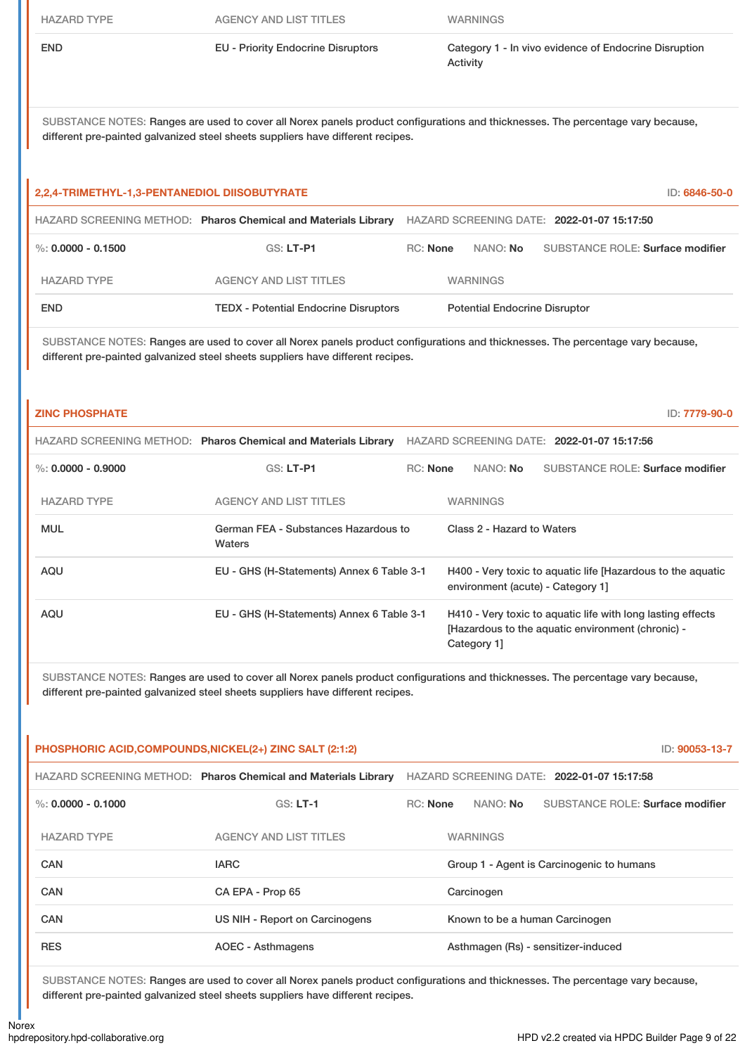| HAZARD TYPE | AGENCY AND LIST TITLES | WARNINGS |
| --- | --- | --- |
| END | EU - Priority Endocrine Disruptors | Category 1 - In vivo evidence of Endocrine Disruption Activity |

SUBSTANCE NOTES: Ranges are used to cover all Norex panels product configurations and thicknesses. The percentage vary because, different pre-painted galvanized steel sheets suppliers have different recipes.

## 2,2,4-TRIMETHYL-1,3-PENTANEDIOL DIISOBUTYRATE

ID: 6846-50-0

HAZARD SCREENING METHOD: **Pharos Chemical and Materials Library** HAZARD SCREENING DATE: **2022-01-07 15:17:50**

%: **0.0000 - 0.1500** GS: **LT-P1** RC: **None** NANO: **No** SUBSTANCE ROLE: **Surface modifier**

| HAZARD TYPE | AGENCY AND LIST TITLES | WARNINGS |
| --- | --- | --- |
| END | TEDX - Potential Endocrine Disruptors | Potential Endocrine Disruptor |

SUBSTANCE NOTES: Ranges are used to cover all Norex panels product configurations and thicknesses. The percentage vary because, different pre-painted galvanized steel sheets suppliers have different recipes.

## ZINC PHOSPHATE

ID: 7779-90-0

HAZARD SCREENING METHOD: **Pharos Chemical and Materials Library** HAZARD SCREENING DATE: **2022-01-07 15:17:56**

%: **0.0000 - 0.9000** GS: **LT-P1** RC: **None** NANO: **No** SUBSTANCE ROLE: **Surface modifier**

| HAZARD TYPE | AGENCY AND LIST TITLES | WARNINGS |
| --- | --- | --- |
| MUL | German FEA - Substances Hazardous to Waters | Class 2 - Hazard to Waters |
| AQU | EU - GHS (H-Statements) Annex 6 Table 3-1 | H400 - Very toxic to aquatic life [Hazardous to the aquatic environment (acute) - Category 1] |
| AQU | EU - GHS (H-Statements) Annex 6 Table 3-1 | H410 - Very toxic to aquatic life with long lasting effects [Hazardous to the aquatic environment (chronic) - Category 1] |

SUBSTANCE NOTES: Ranges are used to cover all Norex panels product configurations and thicknesses. The percentage vary because, different pre-painted galvanized steel sheets suppliers have different recipes.

## PHOSPHORIC ACID,COMPOUNDS,NICKEL(2+) ZINC SALT (2:1:2)

ID: 90053-13-7

HAZARD SCREENING METHOD: **Pharos Chemical and Materials Library** HAZARD SCREENING DATE: **2022-01-07 15:17:58**

%: **0.0000 - 0.1000** GS: **LT-1** RC: **None** NANO: **No** SUBSTANCE ROLE: **Surface modifier**

| HAZARD TYPE | AGENCY AND LIST TITLES | WARNINGS |
| --- | --- | --- |
| CAN | IARC | Group 1 - Agent is Carcinogenic to humans |
| CAN | CA EPA - Prop 65 | Carcinogen |
| CAN | US NIH - Report on Carcinogens | Known to be a human Carcinogen |
| RES | AOEC - Asthmagens | Asthmagen (Rs) - sensitizer-induced |

SUBSTANCE NOTES: Ranges are used to cover all Norex panels product configurations and thicknesses. The percentage vary because, different pre-painted galvanized steel sheets suppliers have different recipes.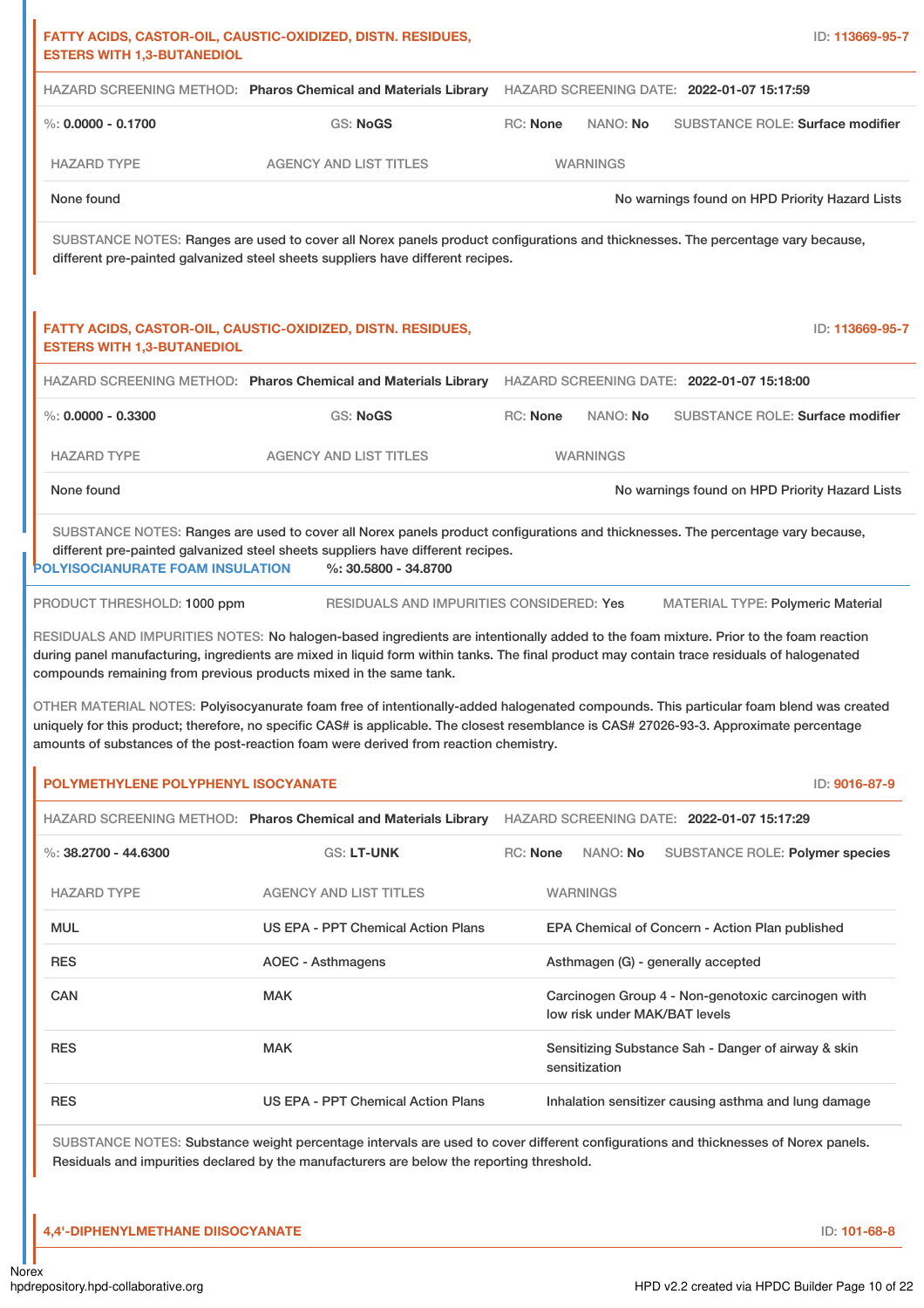**FATTY ACIDS, CASTOR-OIL, CAUSTIC-OXIDIZED, DISTN. RESIDUES, ESTERS WITH 1,3-BUTANEDIOL** — ID: 113669-95-7

HAZARD SCREENING METHOD: **Pharos Chemical and Materials Library** HAZARD SCREENING DATE: **2022-01-07 15:17:59**

%: **0.0000 - 0.1700** GS: **NoGS** RC: **None** NANO: **No** SUBSTANCE ROLE: **Surface modifier**

| HAZARD TYPE | AGENCY AND LIST TITLES | WARNINGS |
|---|---|---|
| None found | | No warnings found on HPD Priority Hazard Lists |

SUBSTANCE NOTES: Ranges are used to cover all Norex panels product configurations and thicknesses. The percentage vary because, different pre-painted galvanized steel sheets suppliers have different recipes.

**FATTY ACIDS, CASTOR-OIL, CAUSTIC-OXIDIZED, DISTN. RESIDUES, ESTERS WITH 1,3-BUTANEDIOL** — ID: 113669-95-7

HAZARD SCREENING METHOD: **Pharos Chemical and Materials Library** HAZARD SCREENING DATE: **2022-01-07 15:18:00**

%: **0.0000 - 0.3300** GS: **NoGS** RC: **None** NANO: **No** SUBSTANCE ROLE: **Surface modifier**

| HAZARD TYPE | AGENCY AND LIST TITLES | WARNINGS |
|---|---|---|
| None found | | No warnings found on HPD Priority Hazard Lists |

SUBSTANCE NOTES: Ranges are used to cover all Norex panels product configurations and thicknesses. The percentage vary because, different pre-painted galvanized steel sheets suppliers have different recipes.

## POLYISOCIANURATE FOAM INSULATION — %: 30.5800 - 34.8700

PRODUCT THRESHOLD: 1000 ppm RESIDUALS AND IMPURITIES CONSIDERED: Yes MATERIAL TYPE: Polymeric Material

RESIDUALS AND IMPURITIES NOTES: No halogen-based ingredients are intentionally added to the foam mixture. Prior to the foam reaction during panel manufacturing, ingredients are mixed in liquid form within tanks. The final product may contain trace residuals of halogenated compounds remaining from previous products mixed in the same tank.

OTHER MATERIAL NOTES: Polyisocyanurate foam free of intentionally-added halogenated compounds. This particular foam blend was created uniquely for this product; therefore, no specific CAS# is applicable. The closest resemblance is CAS# 27026-93-3. Approximate percentage amounts of substances of the post-reaction foam were derived from reaction chemistry.

**POLYMETHYLENE POLYPHENYL ISOCYANATE** — ID: 9016-87-9

HAZARD SCREENING METHOD: **Pharos Chemical and Materials Library** HAZARD SCREENING DATE: **2022-01-07 15:17:29**

%: **38.2700 - 44.6300** GS: **LT-UNK** RC: **None** NANO: **No** SUBSTANCE ROLE: **Polymer species**

| HAZARD TYPE | AGENCY AND LIST TITLES | WARNINGS |
|---|---|---|
| MUL | US EPA - PPT Chemical Action Plans | EPA Chemical of Concern - Action Plan published |
| RES | AOEC - Asthmagens | Asthmagen (G) - generally accepted |
| CAN | MAK | Carcinogen Group 4 - Non-genotoxic carcinogen with low risk under MAK/BAT levels |
| RES | MAK | Sensitizing Substance Sah - Danger of airway & skin sensitization |
| RES | US EPA - PPT Chemical Action Plans | Inhalation sensitizer causing asthma and lung damage |

SUBSTANCE NOTES: Substance weight percentage intervals are used to cover different configurations and thicknesses of Norex panels. Residuals and impurities declared by the manufacturers are below the reporting threshold.

**4,4'-DIPHENYLMETHANE DIISOCYANATE** — ID: 101-68-8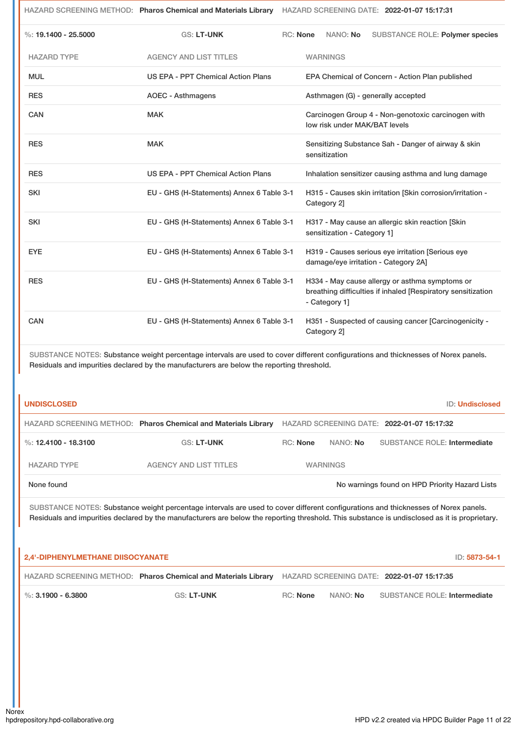HAZARD SCREENING METHOD: **Pharos Chemical and Materials Library** HAZARD SCREENING DATE: **2022-01-07 15:17:31**

%: **19.1400 - 25.5000** GS: **LT-UNK** RC: **None** NANO: **No** SUBSTANCE ROLE: **Polymer species**

| HAZARD TYPE | AGENCY AND LIST TITLES | WARNINGS |
|---|---|---|
| MUL | US EPA - PPT Chemical Action Plans | EPA Chemical of Concern - Action Plan published |
| RES | AOEC - Asthmagens | Asthmagen (G) - generally accepted |
| CAN | MAK | Carcinogen Group 4 - Non-genotoxic carcinogen with low risk under MAK/BAT levels |
| RES | MAK | Sensitizing Substance Sah - Danger of airway & skin sensitization |
| RES | US EPA - PPT Chemical Action Plans | Inhalation sensitizer causing asthma and lung damage |
| SKI | EU - GHS (H-Statements) Annex 6 Table 3-1 | H315 - Causes skin irritation [Skin corrosion/irritation - Category 2] |
| SKI | EU - GHS (H-Statements) Annex 6 Table 3-1 | H317 - May cause an allergic skin reaction [Skin sensitization - Category 1] |
| EYE | EU - GHS (H-Statements) Annex 6 Table 3-1 | H319 - Causes serious eye irritation [Serious eye damage/eye irritation - Category 2A] |
| RES | EU - GHS (H-Statements) Annex 6 Table 3-1 | H334 - May cause allergy or asthma symptoms or breathing difficulties if inhaled [Respiratory sensitization - Category 1] |
| CAN | EU - GHS (H-Statements) Annex 6 Table 3-1 | H351 - Suspected of causing cancer [Carcinogenicity - Category 2] |

SUBSTANCE NOTES: Substance weight percentage intervals are used to cover different configurations and thicknesses of Norex panels. Residuals and impurities declared by the manufacturers are below the reporting threshold.

## UNDISCLOSED

ID: **Undisclosed**

HAZARD SCREENING METHOD: **Pharos Chemical and Materials Library** HAZARD SCREENING DATE: **2022-01-07 15:17:32**

%: **12.4100 - 18.3100** GS: **LT-UNK** RC: **None** NANO: **No** SUBSTANCE ROLE: **Intermediate**

| HAZARD TYPE | AGENCY AND LIST TITLES | WARNINGS |
|---|---|---|
| None found | | No warnings found on HPD Priority Hazard Lists |

SUBSTANCE NOTES: Substance weight percentage intervals are used to cover different configurations and thicknesses of Norex panels. Residuals and impurities declared by the manufacturers are below the reporting threshold. This substance is undisclosed as it is proprietary.

## 2,4'-DIPHENYLMETHANE DIISOCYANATE

ID: **5873-54-1**

HAZARD SCREENING METHOD: **Pharos Chemical and Materials Library** HAZARD SCREENING DATE: **2022-01-07 15:17:35**

%: **3.1900 - 6.3800** GS: **LT-UNK** RC: **None** NANO: **No** SUBSTANCE ROLE: **Intermediate**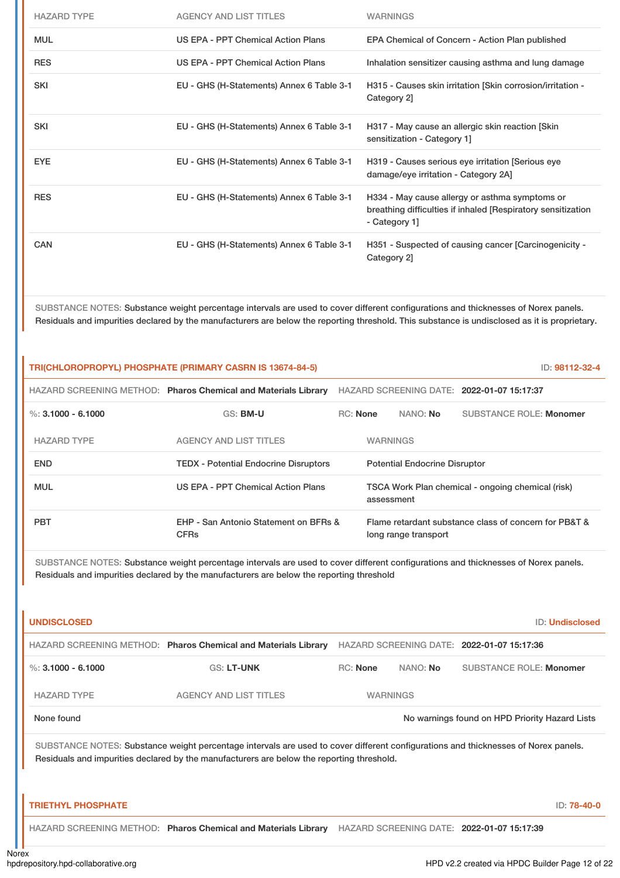| HAZARD TYPE | AGENCY AND LIST TITLES | WARNINGS |
|---|---|---|
| MUL | US EPA - PPT Chemical Action Plans | EPA Chemical of Concern - Action Plan published |
| RES | US EPA - PPT Chemical Action Plans | Inhalation sensitizer causing asthma and lung damage |
| SKI | EU - GHS (H-Statements) Annex 6 Table 3-1 | H315 - Causes skin irritation [Skin corrosion/irritation - Category 2] |
| SKI | EU - GHS (H-Statements) Annex 6 Table 3-1 | H317 - May cause an allergic skin reaction [Skin sensitization - Category 1] |
| EYE | EU - GHS (H-Statements) Annex 6 Table 3-1 | H319 - Causes serious eye irritation [Serious eye damage/eye irritation - Category 2A] |
| RES | EU - GHS (H-Statements) Annex 6 Table 3-1 | H334 - May cause allergy or asthma symptoms or breathing difficulties if inhaled [Respiratory sensitization - Category 1] |
| CAN | EU - GHS (H-Statements) Annex 6 Table 3-1 | H351 - Suspected of causing cancer [Carcinogenicity - Category 2] |

SUBSTANCE NOTES: Substance weight percentage intervals are used to cover different configurations and thicknesses of Norex panels. Residuals and impurities declared by the manufacturers are below the reporting threshold. This substance is undisclosed as it is proprietary.

## TRI(CHLOROPROPYL) PHOSPHATE (PRIMARY CASRN IS 13674-84-5)

ID: 98112-32-4

HAZARD SCREENING METHOD: **Pharos Chemical and Materials Library** HAZARD SCREENING DATE: **2022-01-07 15:17:37**

%: **3.1000 - 6.1000** GS: **BM-U** RC: **None** NANO: **No** SUBSTANCE ROLE: **Monomer**

| HAZARD TYPE | AGENCY AND LIST TITLES | WARNINGS |
|---|---|---|
| END | TEDX - Potential Endocrine Disruptors | Potential Endocrine Disruptor |
| MUL | US EPA - PPT Chemical Action Plans | TSCA Work Plan chemical - ongoing chemical (risk) assessment |
| PBT | EHP - San Antonio Statement on BFRs & CFRs | Flame retardant substance class of concern for PB&T & long range transport |

SUBSTANCE NOTES: Substance weight percentage intervals are used to cover different configurations and thicknesses of Norex panels. Residuals and impurities declared by the manufacturers are below the reporting threshold

## UNDISCLOSED

ID: Undisclosed

HAZARD SCREENING METHOD: **Pharos Chemical and Materials Library** HAZARD SCREENING DATE: **2022-01-07 15:17:36**

%: **3.1000 - 6.1000** GS: **LT-UNK** RC: **None** NANO: **No** SUBSTANCE ROLE: **Monomer**

| HAZARD TYPE | AGENCY AND LIST TITLES | WARNINGS |
|---|---|---|
| None found | | No warnings found on HPD Priority Hazard Lists |

SUBSTANCE NOTES: Substance weight percentage intervals are used to cover different configurations and thicknesses of Norex panels. Residuals and impurities declared by the manufacturers are below the reporting threshold.

## TRIETHYL PHOSPHATE

ID: 78-40-0

HAZARD SCREENING METHOD: **Pharos Chemical and Materials Library** HAZARD SCREENING DATE: **2022-01-07 15:17:39**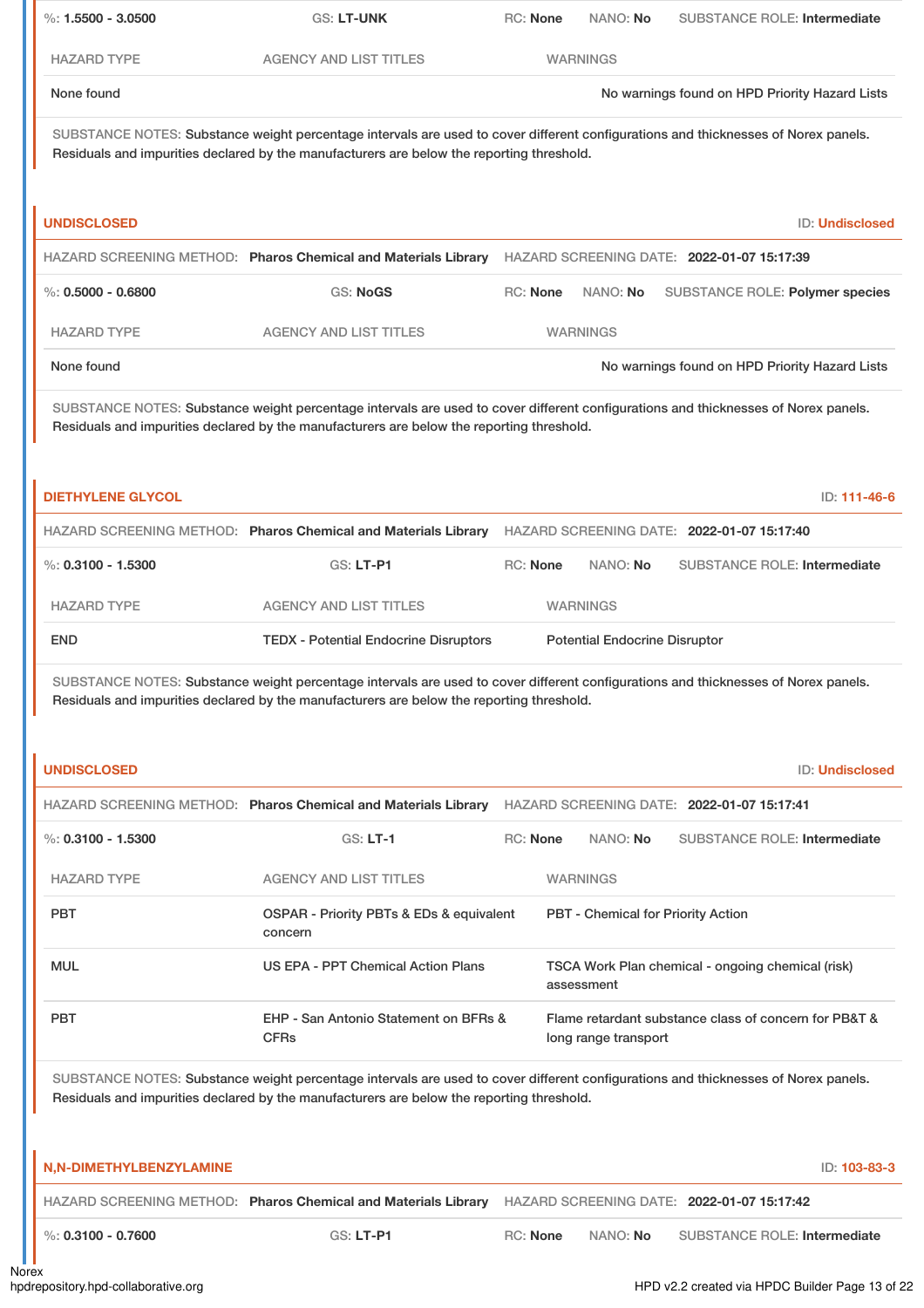%: **1.5500 - 3.0500** | GS: **LT-UNK** | RC: **None** | NANO: **No** | SUBSTANCE ROLE: **Intermediate**

| HAZARD TYPE | AGENCY AND LIST TITLES | WARNINGS |
| --- | --- | --- |
| None found | | No warnings found on HPD Priority Hazard Lists |

SUBSTANCE NOTES: Substance weight percentage intervals are used to cover different configurations and thicknesses of Norex panels. Residuals and impurities declared by the manufacturers are below the reporting threshold.

### UNDISCLOSED

ID: **Undisclosed**

HAZARD SCREENING METHOD: **Pharos Chemical and Materials Library** | HAZARD SCREENING DATE: **2022-01-07 15:17:39**

%: **0.5000 - 0.6800** | GS: **NoGS** | RC: **None** | NANO: **No** | SUBSTANCE ROLE: **Polymer species**

| HAZARD TYPE | AGENCY AND LIST TITLES | WARNINGS |
| --- | --- | --- |
| None found | | No warnings found on HPD Priority Hazard Lists |

SUBSTANCE NOTES: Substance weight percentage intervals are used to cover different configurations and thicknesses of Norex panels. Residuals and impurities declared by the manufacturers are below the reporting threshold.

### DIETHYLENE GLYCOL

ID: **111-46-6**

HAZARD SCREENING METHOD: **Pharos Chemical and Materials Library** | HAZARD SCREENING DATE: **2022-01-07 15:17:40**

%: **0.3100 - 1.5300** | GS: **LT-P1** | RC: **None** | NANO: **No** | SUBSTANCE ROLE: **Intermediate**

| HAZARD TYPE | AGENCY AND LIST TITLES | WARNINGS |
| --- | --- | --- |
| END | TEDX - Potential Endocrine Disruptors | Potential Endocrine Disruptor |

SUBSTANCE NOTES: Substance weight percentage intervals are used to cover different configurations and thicknesses of Norex panels. Residuals and impurities declared by the manufacturers are below the reporting threshold.

### UNDISCLOSED

ID: **Undisclosed**

HAZARD SCREENING METHOD: **Pharos Chemical and Materials Library** | HAZARD SCREENING DATE: **2022-01-07 15:17:41**

%: **0.3100 - 1.5300** | GS: **LT-1** | RC: **None** | NANO: **No** | SUBSTANCE ROLE: **Intermediate**

| HAZARD TYPE | AGENCY AND LIST TITLES | WARNINGS |
| --- | --- | --- |
| PBT | OSPAR - Priority PBTs & EDs & equivalent concern | PBT - Chemical for Priority Action |
| MUL | US EPA - PPT Chemical Action Plans | TSCA Work Plan chemical - ongoing chemical (risk) assessment |
| PBT | EHP - San Antonio Statement on BFRs & CFRs | Flame retardant substance class of concern for PB&T & long range transport |

SUBSTANCE NOTES: Substance weight percentage intervals are used to cover different configurations and thicknesses of Norex panels. Residuals and impurities declared by the manufacturers are below the reporting threshold.

### N,N-DIMETHYLBENZYLAMINE

ID: **103-83-3**

HAZARD SCREENING METHOD: **Pharos Chemical and Materials Library** | HAZARD SCREENING DATE: **2022-01-07 15:17:42**

%: **0.3100 - 0.7600** | GS: **LT-P1** | RC: **None** | NANO: **No** | SUBSTANCE ROLE: **Intermediate**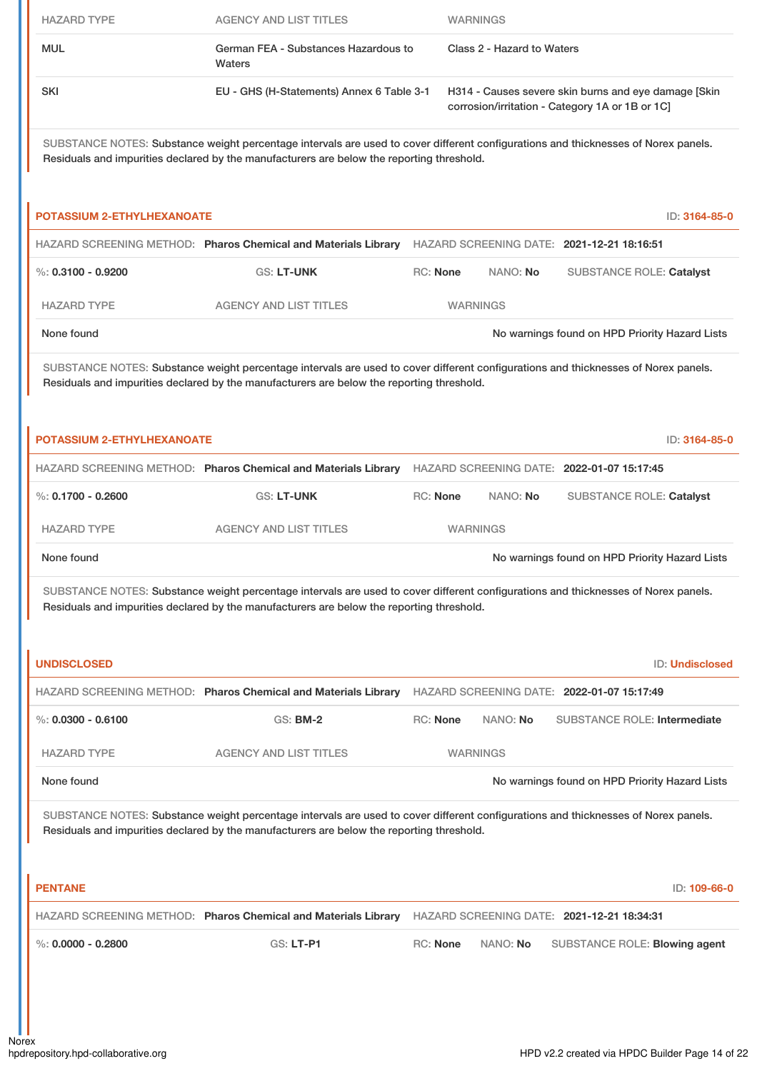| HAZARD TYPE | AGENCY AND LIST TITLES | WARNINGS |
| --- | --- | --- |
| MUL | German FEA - Substances Hazardous to Waters | Class 2 - Hazard to Waters |
| SKI | EU - GHS (H-Statements) Annex 6 Table 3-1 | H314 - Causes severe skin burns and eye damage [Skin corrosion/irritation - Category 1A or 1B or 1C] |

SUBSTANCE NOTES: Substance weight percentage intervals are used to cover different configurations and thicknesses of Norex panels. Residuals and impurities declared by the manufacturers are below the reporting threshold.

### POTASSIUM 2-ETHYLHEXANOATE

ID: 3164-85-0

HAZARD SCREENING METHOD: **Pharos Chemical and Materials Library** HAZARD SCREENING DATE: **2021-12-21 18:16:51**

%: **0.3100 - 0.9200** GS: **LT-UNK** RC: **None** NANO: **No** SUBSTANCE ROLE: **Catalyst**

| HAZARD TYPE | AGENCY AND LIST TITLES | WARNINGS |
| --- | --- | --- |
| None found | | No warnings found on HPD Priority Hazard Lists |

SUBSTANCE NOTES: Substance weight percentage intervals are used to cover different configurations and thicknesses of Norex panels. Residuals and impurities declared by the manufacturers are below the reporting threshold.

### POTASSIUM 2-ETHYLHEXANOATE

ID: 3164-85-0

HAZARD SCREENING METHOD: **Pharos Chemical and Materials Library** HAZARD SCREENING DATE: **2022-01-07 15:17:45**

%: **0.1700 - 0.2600** GS: **LT-UNK** RC: **None** NANO: **No** SUBSTANCE ROLE: **Catalyst**

| HAZARD TYPE | AGENCY AND LIST TITLES | WARNINGS |
| --- | --- | --- |
| None found | | No warnings found on HPD Priority Hazard Lists |

SUBSTANCE NOTES: Substance weight percentage intervals are used to cover different configurations and thicknesses of Norex panels. Residuals and impurities declared by the manufacturers are below the reporting threshold.

### UNDISCLOSED

ID: Undisclosed

HAZARD SCREENING METHOD: **Pharos Chemical and Materials Library** HAZARD SCREENING DATE: **2022-01-07 15:17:49**

%: **0.0300 - 0.6100** GS: **BM-2** RC: **None** NANO: **No** SUBSTANCE ROLE: **Intermediate**

| HAZARD TYPE | AGENCY AND LIST TITLES | WARNINGS |
| --- | --- | --- |
| None found | | No warnings found on HPD Priority Hazard Lists |

SUBSTANCE NOTES: Substance weight percentage intervals are used to cover different configurations and thicknesses of Norex panels. Residuals and impurities declared by the manufacturers are below the reporting threshold.

### PENTANE

ID: 109-66-0

HAZARD SCREENING METHOD: **Pharos Chemical and Materials Library** HAZARD SCREENING DATE: **2021-12-21 18:34:31**

%: **0.0000 - 0.2800** GS: **LT-P1** RC: **None** NANO: **No** SUBSTANCE ROLE: **Blowing agent**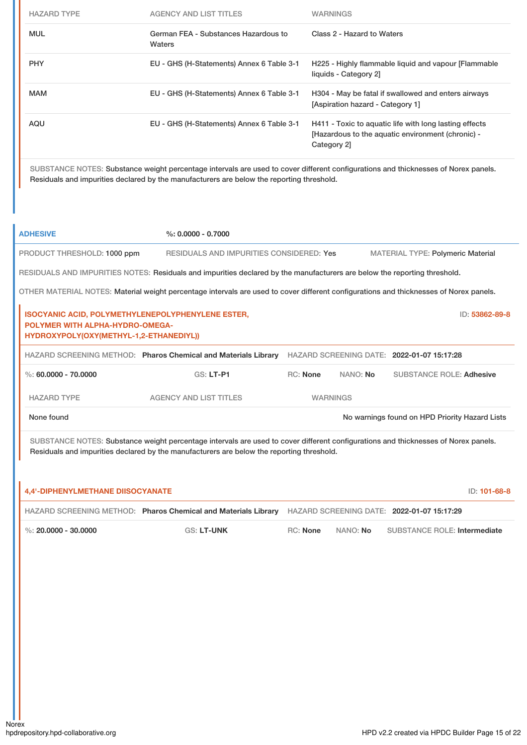| HAZARD TYPE | AGENCY AND LIST TITLES | WARNINGS |
|---|---|---|
| MUL | German FEA - Substances Hazardous to Waters | Class 2 - Hazard to Waters |
| PHY | EU - GHS (H-Statements) Annex 6 Table 3-1 | H225 - Highly flammable liquid and vapour [Flammable liquids - Category 2] |
| MAM | EU - GHS (H-Statements) Annex 6 Table 3-1 | H304 - May be fatal if swallowed and enters airways [Aspiration hazard - Category 1] |
| AQU | EU - GHS (H-Statements) Annex 6 Table 3-1 | H411 - Toxic to aquatic life with long lasting effects [Hazardous to the aquatic environment (chronic) - Category 2] |

SUBSTANCE NOTES: Substance weight percentage intervals are used to cover different configurations and thicknesses of Norex panels. Residuals and impurities declared by the manufacturers are below the reporting threshold.

## ADHESIVE

**%: 0.0000 - 0.7000**

PRODUCT THRESHOLD: 1000 ppm | RESIDUALS AND IMPURITIES CONSIDERED: Yes | MATERIAL TYPE: Polymeric Material

RESIDUALS AND IMPURITIES NOTES: Residuals and impurities declared by the manufacturers are below the reporting threshold.

OTHER MATERIAL NOTES: Material weight percentage intervals are used to cover different configurations and thicknesses of Norex panels.

### ISOCYANIC ACID, POLYMETHYLENEPOLYPHENYLENE ESTER, POLYMER WITH ALPHA-HYDRO-OMEGA-HYDROXYPOLY(OXY(METHYL-1,2-ETHANEDIYL))

ID: 53862-89-8

HAZARD SCREENING METHOD: **Pharos Chemical and Materials Library** | HAZARD SCREENING DATE: **2022-01-07 15:17:28**

%: **60.0000 - 70.0000** | GS: **LT-P1** | RC: **None** | NANO: **No** | SUBSTANCE ROLE: **Adhesive**

| HAZARD TYPE | AGENCY AND LIST TITLES | WARNINGS |
|---|---|---|
| None found | | No warnings found on HPD Priority Hazard Lists |

SUBSTANCE NOTES: Substance weight percentage intervals are used to cover different configurations and thicknesses of Norex panels. Residuals and impurities declared by the manufacturers are below the reporting threshold.

### 4,4'-DIPHENYLMETHANE DIISOCYANATE

ID: 101-68-8

HAZARD SCREENING METHOD: **Pharos Chemical and Materials Library** | HAZARD SCREENING DATE: **2022-01-07 15:17:29**

%: **20.0000 - 30.0000** | GS: **LT-UNK** | RC: **None** | NANO: **No** | SUBSTANCE ROLE: **Intermediate**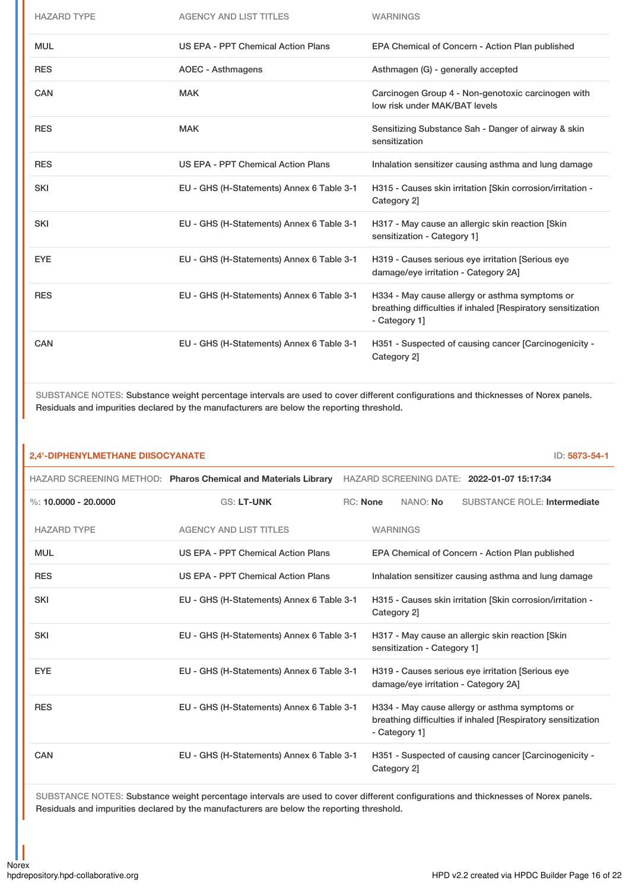| HAZARD TYPE | AGENCY AND LIST TITLES | WARNINGS |
| --- | --- | --- |
| MUL | US EPA - PPT Chemical Action Plans | EPA Chemical of Concern - Action Plan published |
| RES | AOEC - Asthmagens | Asthmagen (G) - generally accepted |
| CAN | MAK | Carcinogen Group 4 - Non-genotoxic carcinogen with low risk under MAK/BAT levels |
| RES | MAK | Sensitizing Substance Sah - Danger of airway & skin sensitization |
| RES | US EPA - PPT Chemical Action Plans | Inhalation sensitizer causing asthma and lung damage |
| SKI | EU - GHS (H-Statements) Annex 6 Table 3-1 | H315 - Causes skin irritation [Skin corrosion/irritation - Category 2] |
| SKI | EU - GHS (H-Statements) Annex 6 Table 3-1 | H317 - May cause an allergic skin reaction [Skin sensitization - Category 1] |
| EYE | EU - GHS (H-Statements) Annex 6 Table 3-1 | H319 - Causes serious eye irritation [Serious eye damage/eye irritation - Category 2A] |
| RES | EU - GHS (H-Statements) Annex 6 Table 3-1 | H334 - May cause allergy or asthma symptoms or breathing difficulties if inhaled [Respiratory sensitization - Category 1] |
| CAN | EU - GHS (H-Statements) Annex 6 Table 3-1 | H351 - Suspected of causing cancer [Carcinogenicity - Category 2] |

SUBSTANCE NOTES: Substance weight percentage intervals are used to cover different configurations and thicknesses of Norex panels. Residuals and impurities declared by the manufacturers are below the reporting threshold.

## 2,4'-DIPHENYLMETHANE DIISOCYANATE

ID: 5873-54-1

HAZARD SCREENING METHOD: **Pharos Chemical and Materials Library** HAZARD SCREENING DATE: **2022-01-07 15:17:34**

%: **10.0000 - 20.0000** GS: **LT-UNK** RC: **None** NANO: **No** SUBSTANCE ROLE: **Intermediate**

| HAZARD TYPE | AGENCY AND LIST TITLES | WARNINGS |
| --- | --- | --- |
| MUL | US EPA - PPT Chemical Action Plans | EPA Chemical of Concern - Action Plan published |
| RES | US EPA - PPT Chemical Action Plans | Inhalation sensitizer causing asthma and lung damage |
| SKI | EU - GHS (H-Statements) Annex 6 Table 3-1 | H315 - Causes skin irritation [Skin corrosion/irritation - Category 2] |
| SKI | EU - GHS (H-Statements) Annex 6 Table 3-1 | H317 - May cause an allergic skin reaction [Skin sensitization - Category 1] |
| EYE | EU - GHS (H-Statements) Annex 6 Table 3-1 | H319 - Causes serious eye irritation [Serious eye damage/eye irritation - Category 2A] |
| RES | EU - GHS (H-Statements) Annex 6 Table 3-1 | H334 - May cause allergy or asthma symptoms or breathing difficulties if inhaled [Respiratory sensitization - Category 1] |
| CAN | EU - GHS (H-Statements) Annex 6 Table 3-1 | H351 - Suspected of causing cancer [Carcinogenicity - Category 2] |

SUBSTANCE NOTES: Substance weight percentage intervals are used to cover different configurations and thicknesses of Norex panels. Residuals and impurities declared by the manufacturers are below the reporting threshold.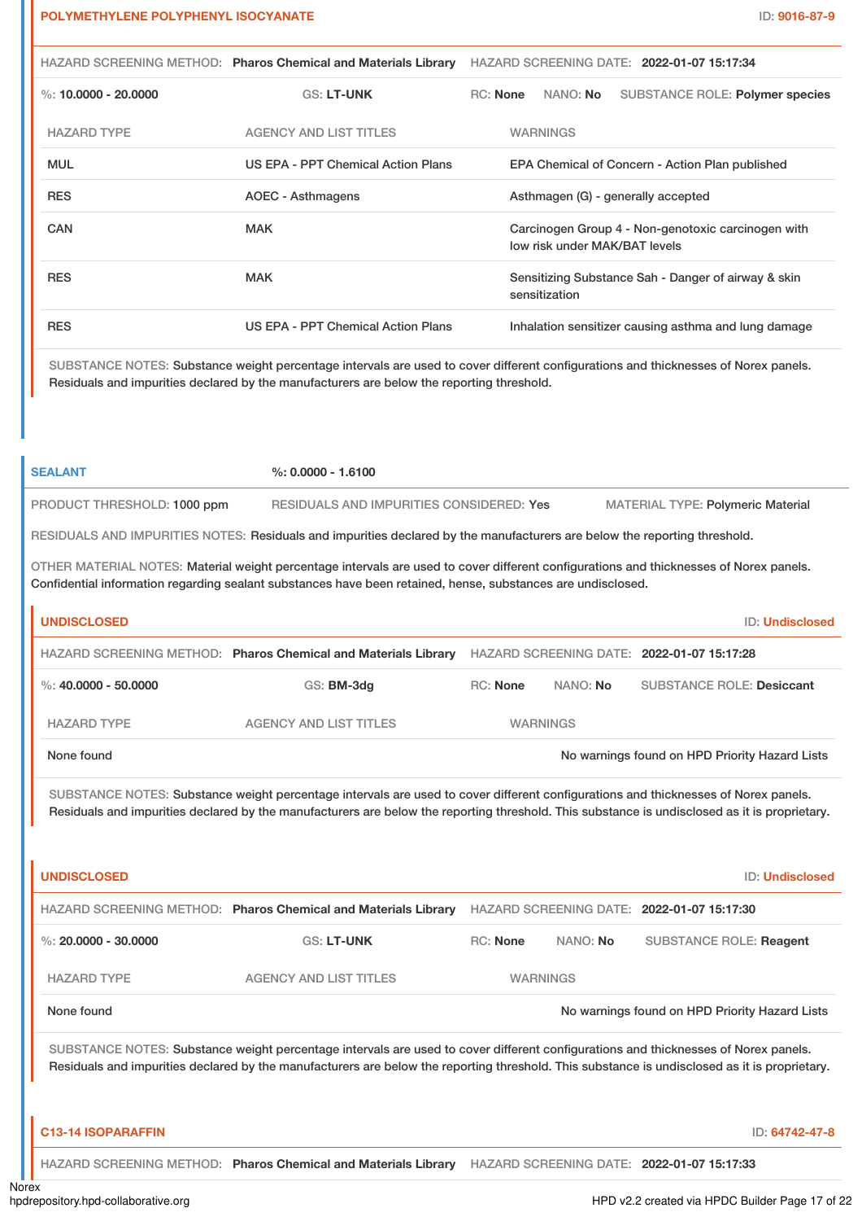## POLYMETHYLENE POLYPHENYL ISOCYANATE

ID: 9016-87-9

HAZARD SCREENING METHOD: **Pharos Chemical and Materials Library** HAZARD SCREENING DATE: **2022-01-07 15:17:34**

%: **10.0000 - 20.0000** GS: **LT-UNK** RC: **None** NANO: **No** SUBSTANCE ROLE: **Polymer species**

| HAZARD TYPE | AGENCY AND LIST TITLES | WARNINGS |
|---|---|---|
| MUL | US EPA - PPT Chemical Action Plans | EPA Chemical of Concern - Action Plan published |
| RES | AOEC - Asthmagens | Asthmagen (G) - generally accepted |
| CAN | MAK | Carcinogen Group 4 - Non-genotoxic carcinogen with low risk under MAK/BAT levels |
| RES | MAK | Sensitizing Substance Sah - Danger of airway & skin sensitization |
| RES | US EPA - PPT Chemical Action Plans | Inhalation sensitizer causing asthma and lung damage |

SUBSTANCE NOTES: Substance weight percentage intervals are used to cover different configurations and thicknesses of Norex panels. Residuals and impurities declared by the manufacturers are below the reporting threshold.

## SEALANT

%: **0.0000 - 1.6100**

PRODUCT THRESHOLD: 1000 ppm RESIDUALS AND IMPURITIES CONSIDERED: Yes MATERIAL TYPE: Polymeric Material

RESIDUALS AND IMPURITIES NOTES: Residuals and impurities declared by the manufacturers are below the reporting threshold.

OTHER MATERIAL NOTES: Material weight percentage intervals are used to cover different configurations and thicknesses of Norex panels. Confidential information regarding sealant substances have been retained, hense, substances are undisclosed.

## UNDISCLOSED

ID: Undisclosed

HAZARD SCREENING METHOD: **Pharos Chemical and Materials Library** HAZARD SCREENING DATE: **2022-01-07 15:17:28**

%: **40.0000 - 50.0000** GS: **BM-3dg** RC: **None** NANO: **No** SUBSTANCE ROLE: **Desiccant**

| HAZARD TYPE | AGENCY AND LIST TITLES | WARNINGS |
|---|---|---|
| None found | | No warnings found on HPD Priority Hazard Lists |

SUBSTANCE NOTES: Substance weight percentage intervals are used to cover different configurations and thicknesses of Norex panels. Residuals and impurities declared by the manufacturers are below the reporting threshold. This substance is undisclosed as it is proprietary.

## UNDISCLOSED

ID: Undisclosed

HAZARD SCREENING METHOD: **Pharos Chemical and Materials Library** HAZARD SCREENING DATE: **2022-01-07 15:17:30**

%: **20.0000 - 30.0000** GS: **LT-UNK** RC: **None** NANO: **No** SUBSTANCE ROLE: **Reagent**

| HAZARD TYPE | AGENCY AND LIST TITLES | WARNINGS |
|---|---|---|
| None found | | No warnings found on HPD Priority Hazard Lists |

SUBSTANCE NOTES: Substance weight percentage intervals are used to cover different configurations and thicknesses of Norex panels. Residuals and impurities declared by the manufacturers are below the reporting threshold. This substance is undisclosed as it is proprietary.

## C13-14 ISOPARAFFIN

ID: 64742-47-8

HAZARD SCREENING METHOD: **Pharos Chemical and Materials Library** HAZARD SCREENING DATE: **2022-01-07 15:17:33**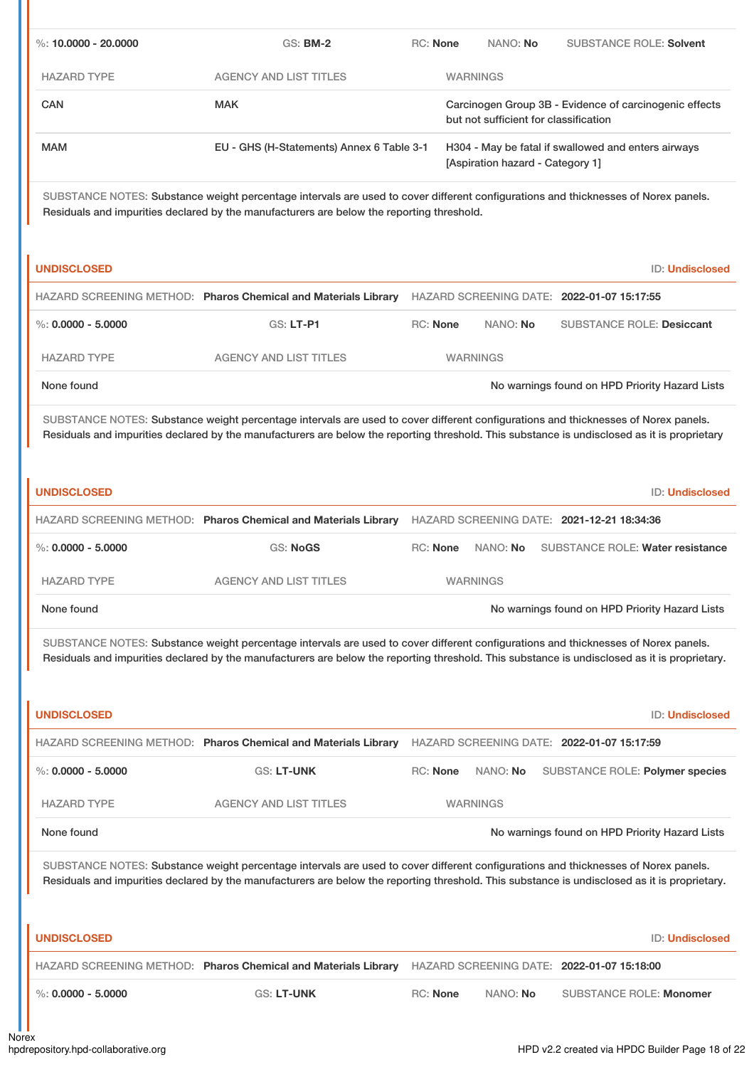%: **10.0000 - 20.0000** | GS: **BM-2** | RC: **None** | NANO: **No** | SUBSTANCE ROLE: **Solvent**

| HAZARD TYPE | AGENCY AND LIST TITLES | WARNINGS |
|---|---|---|
| CAN | MAK | Carcinogen Group 3B - Evidence of carcinogenic effects but not sufficient for classification |
| MAM | EU - GHS (H-Statements) Annex 6 Table 3-1 | H304 - May be fatal if swallowed and enters airways [Aspiration hazard - Category 1] |

SUBSTANCE NOTES: Substance weight percentage intervals are used to cover different configurations and thicknesses of Norex panels. Residuals and impurities declared by the manufacturers are below the reporting threshold.

**UNDISCLOSED** ID: **Undisclosed**

HAZARD SCREENING METHOD: **Pharos Chemical and Materials Library** HAZARD SCREENING DATE: **2022-01-07 15:17:55**

%: **0.0000 - 5.0000** | GS: **LT-P1** | RC: **None** | NANO: **No** | SUBSTANCE ROLE: **Desiccant**

| HAZARD TYPE | AGENCY AND LIST TITLES | WARNINGS |
|---|---|---|
| None found | | No warnings found on HPD Priority Hazard Lists |

SUBSTANCE NOTES: Substance weight percentage intervals are used to cover different configurations and thicknesses of Norex panels. Residuals and impurities declared by the manufacturers are below the reporting threshold. This substance is undisclosed as it is proprietary

**UNDISCLOSED** ID: **Undisclosed**

HAZARD SCREENING METHOD: **Pharos Chemical and Materials Library** HAZARD SCREENING DATE: **2021-12-21 18:34:36**

%: **0.0000 - 5.0000** | GS: **NoGS** | RC: **None** | NANO: **No** | SUBSTANCE ROLE: **Water resistance**

| HAZARD TYPE | AGENCY AND LIST TITLES | WARNINGS |
|---|---|---|
| None found | | No warnings found on HPD Priority Hazard Lists |

SUBSTANCE NOTES: Substance weight percentage intervals are used to cover different configurations and thicknesses of Norex panels. Residuals and impurities declared by the manufacturers are below the reporting threshold. This substance is undisclosed as it is proprietary.

**UNDISCLOSED** ID: **Undisclosed**

HAZARD SCREENING METHOD: **Pharos Chemical and Materials Library** HAZARD SCREENING DATE: **2022-01-07 15:17:59**

%: **0.0000 - 5.0000** | GS: **LT-UNK** | RC: **None** | NANO: **No** | SUBSTANCE ROLE: **Polymer species**

| HAZARD TYPE | AGENCY AND LIST TITLES | WARNINGS |
|---|---|---|
| None found | | No warnings found on HPD Priority Hazard Lists |

SUBSTANCE NOTES: Substance weight percentage intervals are used to cover different configurations and thicknesses of Norex panels. Residuals and impurities declared by the manufacturers are below the reporting threshold. This substance is undisclosed as it is proprietary.

**UNDISCLOSED** ID: **Undisclosed**

HAZARD SCREENING METHOD: **Pharos Chemical and Materials Library** HAZARD SCREENING DATE: **2022-01-07 15:18:00**

%: **0.0000 - 5.0000** | GS: **LT-UNK** | RC: **None** | NANO: **No** | SUBSTANCE ROLE: **Monomer**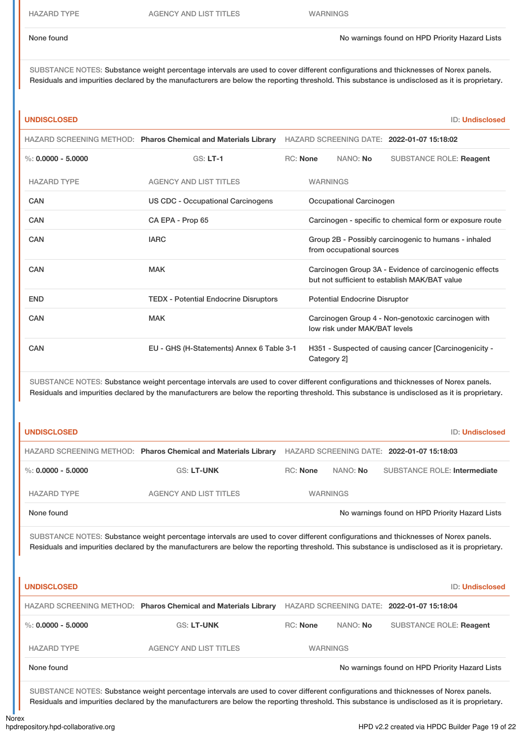| HAZARD TYPE | AGENCY AND LIST TITLES | WARNINGS |
|---|---|---|
| None found | | No warnings found on HPD Priority Hazard Lists |

SUBSTANCE NOTES: Substance weight percentage intervals are used to cover different configurations and thicknesses of Norex panels. Residuals and impurities declared by the manufacturers are below the reporting threshold. This substance is undisclosed as it is proprietary.

**UNDISCLOSED** ID: Undisclosed

HAZARD SCREENING METHOD: **Pharos Chemical and Materials Library** HAZARD SCREENING DATE: **2022-01-07 15:18:02**

%: **0.0000 - 5.0000** GS: **LT-1** RC: **None** NANO: **No** SUBSTANCE ROLE: **Reagent**

| HAZARD TYPE | AGENCY AND LIST TITLES | WARNINGS |
|---|---|---|
| CAN | US CDC - Occupational Carcinogens | Occupational Carcinogen |
| CAN | CA EPA - Prop 65 | Carcinogen - specific to chemical form or exposure route |
| CAN | IARC | Group 2B - Possibly carcinogenic to humans - inhaled from occupational sources |
| CAN | MAK | Carcinogen Group 3A - Evidence of carcinogenic effects but not sufficient to establish MAK/BAT value |
| END | TEDX - Potential Endocrine Disruptors | Potential Endocrine Disruptor |
| CAN | MAK | Carcinogen Group 4 - Non-genotoxic carcinogen with low risk under MAK/BAT levels |
| CAN | EU - GHS (H-Statements) Annex 6 Table 3-1 | H351 - Suspected of causing cancer [Carcinogenicity - Category 2] |

SUBSTANCE NOTES: Substance weight percentage intervals are used to cover different configurations and thicknesses of Norex panels. Residuals and impurities declared by the manufacturers are below the reporting threshold. This substance is undisclosed as it is proprietary.

**UNDISCLOSED** ID: Undisclosed

HAZARD SCREENING METHOD: **Pharos Chemical and Materials Library** HAZARD SCREENING DATE: **2022-01-07 15:18:03**

%: **0.0000 - 5.0000** GS: **LT-UNK** RC: **None** NANO: **No** SUBSTANCE ROLE: **Intermediate**

| HAZARD TYPE | AGENCY AND LIST TITLES | WARNINGS |
|---|---|---|
| None found | | No warnings found on HPD Priority Hazard Lists |

SUBSTANCE NOTES: Substance weight percentage intervals are used to cover different configurations and thicknesses of Norex panels. Residuals and impurities declared by the manufacturers are below the reporting threshold. This substance is undisclosed as it is proprietary.

**UNDISCLOSED** ID: Undisclosed

HAZARD SCREENING METHOD: **Pharos Chemical and Materials Library** HAZARD SCREENING DATE: **2022-01-07 15:18:04**

%: **0.0000 - 5.0000** GS: **LT-UNK** RC: **None** NANO: **No** SUBSTANCE ROLE: **Reagent**

| HAZARD TYPE | AGENCY AND LIST TITLES | WARNINGS |
|---|---|---|
| None found | | No warnings found on HPD Priority Hazard Lists |

SUBSTANCE NOTES: Substance weight percentage intervals are used to cover different configurations and thicknesses of Norex panels. Residuals and impurities declared by the manufacturers are below the reporting threshold. This substance is undisclosed as it is proprietary.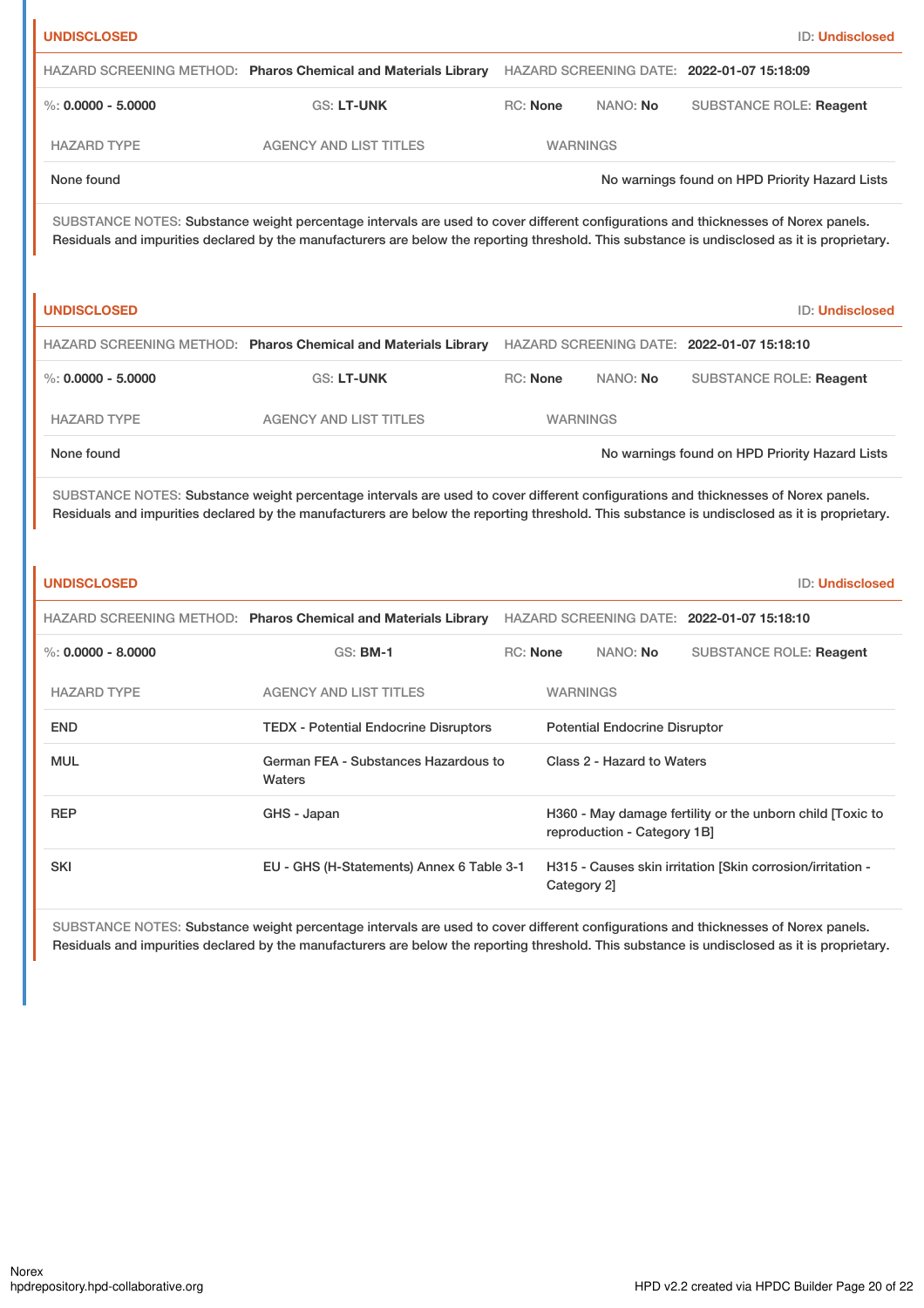**UNDISCLOSED** ID: **Undisclosed**

HAZARD SCREENING METHOD: **Pharos Chemical and Materials Library** HAZARD SCREENING DATE: **2022-01-07 15:18:09**

%: **0.0000 - 5.0000** GS: **LT-UNK** RC: **None** NANO: **No** SUBSTANCE ROLE: **Reagent**

| HAZARD TYPE | AGENCY AND LIST TITLES | WARNINGS |
|---|---|---|
| None found | | No warnings found on HPD Priority Hazard Lists |

SUBSTANCE NOTES: Substance weight percentage intervals are used to cover different configurations and thicknesses of Norex panels. Residuals and impurities declared by the manufacturers are below the reporting threshold. This substance is undisclosed as it is proprietary.

**UNDISCLOSED** ID: **Undisclosed**

HAZARD SCREENING METHOD: **Pharos Chemical and Materials Library** HAZARD SCREENING DATE: **2022-01-07 15:18:10**

%: **0.0000 - 5.0000** GS: **LT-UNK** RC: **None** NANO: **No** SUBSTANCE ROLE: **Reagent**

| HAZARD TYPE | AGENCY AND LIST TITLES | WARNINGS |
|---|---|---|
| None found | | No warnings found on HPD Priority Hazard Lists |

SUBSTANCE NOTES: Substance weight percentage intervals are used to cover different configurations and thicknesses of Norex panels. Residuals and impurities declared by the manufacturers are below the reporting threshold. This substance is undisclosed as it is proprietary.

**UNDISCLOSED** ID: **Undisclosed**

HAZARD SCREENING METHOD: **Pharos Chemical and Materials Library** HAZARD SCREENING DATE: **2022-01-07 15:18:10**

%: **0.0000 - 8.0000** GS: **BM-1** RC: **None** NANO: **No** SUBSTANCE ROLE: **Reagent**

| HAZARD TYPE | AGENCY AND LIST TITLES | WARNINGS |
|---|---|---|
| END | TEDX - Potential Endocrine Disruptors | Potential Endocrine Disruptor |
| MUL | German FEA - Substances Hazardous to Waters | Class 2 - Hazard to Waters |
| REP | GHS - Japan | H360 - May damage fertility or the unborn child [Toxic to reproduction - Category 1B] |
| SKI | EU - GHS (H-Statements) Annex 6 Table 3-1 | H315 - Causes skin irritation [Skin corrosion/irritation - Category 2] |

SUBSTANCE NOTES: Substance weight percentage intervals are used to cover different configurations and thicknesses of Norex panels. Residuals and impurities declared by the manufacturers are below the reporting threshold. This substance is undisclosed as it is proprietary.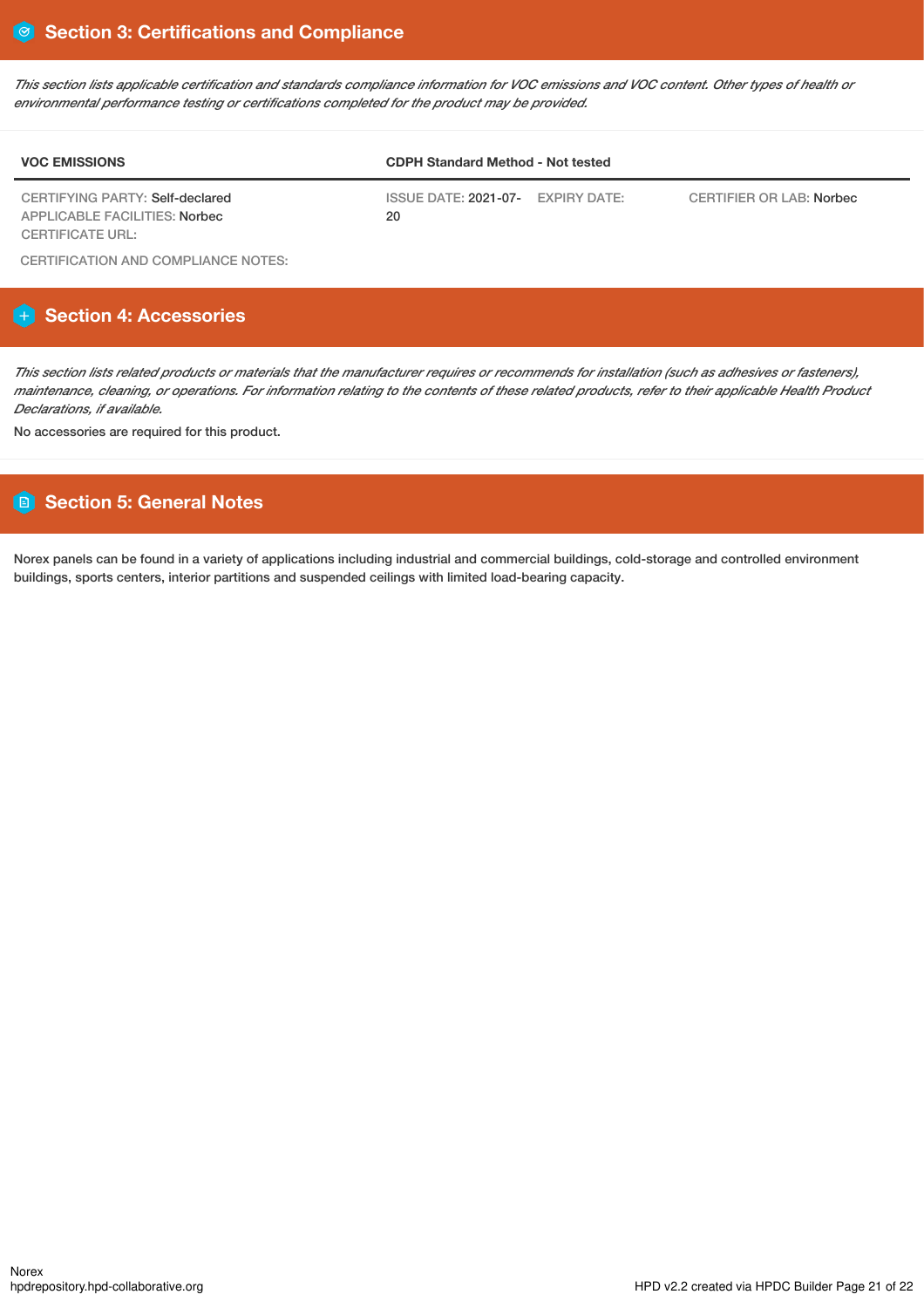## Section 3: Certifications and Compliance

*This section lists applicable certification and standards compliance information for VOC emissions and VOC content. Other types of health or environmental performance testing or certifications completed for the product may be provided.*

| VOC EMISSIONS | CDPH Standard Method - Not tested | | |
|---|---|---|---|
| CERTIFYING PARTY: Self-declared<br>APPLICABLE FACILITIES: Norbec<br>CERTIFICATE URL: | ISSUE DATE: 2021-07-20 | EXPIRY DATE: | CERTIFIER OR LAB: Norbec |

CERTIFICATION AND COMPLIANCE NOTES:

## Section 4: Accessories

*This section lists related products or materials that the manufacturer requires or recommends for installation (such as adhesives or fasteners), maintenance, cleaning, or operations. For information relating to the contents of these related products, refer to their applicable Health Product Declarations, if available.*

No accessories are required for this product.

## Section 5: General Notes

Norex panels can be found in a variety of applications including industrial and commercial buildings, cold-storage and controlled environment buildings, sports centers, interior partitions and suspended ceilings with limited load-bearing capacity.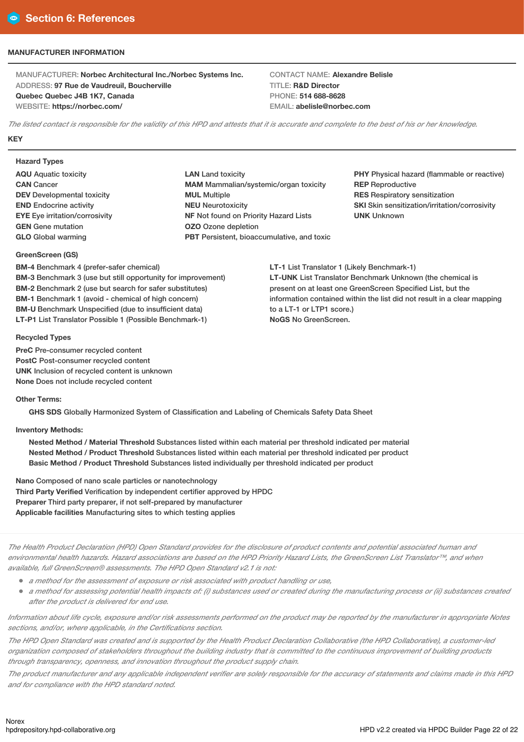## Section 6: References

### MANUFACTURER INFORMATION

MANUFACTURER: **Norbec Architectural Inc./Norbec Systems Inc.**
ADDRESS: **97 Rue de Vaudreuil, Boucherville**
**Quebec Quebec J4B 1K7, Canada**
WEBSITE: **https://norbec.com/**

CONTACT NAME: **Alexandre Belisle**
TITLE: **R&D Director**
PHONE: **514 688-8628**
EMAIL: **abelisle@norbec.com**

*The listed contact is responsible for the validity of this HPD and attests that it is accurate and complete to the best of his or her knowledge.*

### KEY

**Hazard Types**

**AQU** Aquatic toxicity
**CAN** Cancer
**DEV** Developmental toxicity
**END** Endocrine activity
**EYE** Eye irritation/corrosivity
**GEN** Gene mutation
**GLO** Global warming
**LAN** Land toxicity
**MAM** Mammalian/systemic/organ toxicity
**MUL** Multiple
**NEU** Neurotoxicity
**NF** Not found on Priority Hazard Lists
**OZO** Ozone depletion
**PBT** Persistent, bioaccumulative, and toxic
**PHY** Physical hazard (flammable or reactive)
**REP** Reproductive
**RES** Respiratory sensitization
**SKI** Skin sensitization/irritation/corrosivity
**UNK** Unknown

**GreenScreen (GS)**

**BM-4** Benchmark 4 (prefer-safer chemical)
**BM-3** Benchmark 3 (use but still opportunity for improvement)
**BM-2** Benchmark 2 (use but search for safer substitutes)
**BM-1** Benchmark 1 (avoid - chemical of high concern)
**BM-U** Benchmark Unspecified (due to insufficient data)
**LT-P1** List Translator Possible 1 (Possible Benchmark-1)
**LT-1** List Translator 1 (Likely Benchmark-1)
**LT-UNK** List Translator Benchmark Unknown (the chemical is present on at least one GreenScreen Specified List, but the information contained within the list did not result in a clear mapping to a LT-1 or LTP1 score.)
**NoGS** No GreenScreen.

**Recycled Types**

**PreC** Pre-consumer recycled content
**PostC** Post-consumer recycled content
**UNK** Inclusion of recycled content is unknown
**None** Does not include recycled content

**Other Terms:**

**GHS SDS** Globally Harmonized System of Classification and Labeling of Chemicals Safety Data Sheet

**Inventory Methods:**

**Nested Method / Material Threshold** Substances listed within each material per threshold indicated per material
**Nested Method / Product Threshold** Substances listed within each material per threshold indicated per product
**Basic Method / Product Threshold** Substances listed individually per threshold indicated per product

**Nano** Composed of nano scale particles or nanotechnology
**Third Party Verified** Verification by independent certifier approved by HPDC
**Preparer** Third party preparer, if not self-prepared by manufacturer
**Applicable facilities** Manufacturing sites to which testing applies

*The Health Product Declaration (HPD) Open Standard provides for the disclosure of product contents and potential associated human and environmental health hazards. Hazard associations are based on the HPD Priority Hazard Lists, the GreenScreen List Translator™, and when available, full GreenScreen® assessments. The HPD Open Standard v2.1 is not:*

- *a method for the assessment of exposure or risk associated with product handling or use,*
- *a method for assessing potential health impacts of: (i) substances used or created during the manufacturing process or (ii) substances created after the product is delivered for end use.*

*Information about life cycle, exposure and/or risk assessments performed on the product may be reported by the manufacturer in appropriate Notes sections, and/or, where applicable, in the Certifications section.*

*The HPD Open Standard was created and is supported by the Health Product Declaration Collaborative (the HPD Collaborative), a customer-led organization composed of stakeholders throughout the building industry that is committed to the continuous improvement of building products through transparency, openness, and innovation throughout the product supply chain.*

*The product manufacturer and any applicable independent verifier are solely responsible for the accuracy of statements and claims made in this HPD and for compliance with the HPD standard noted.*